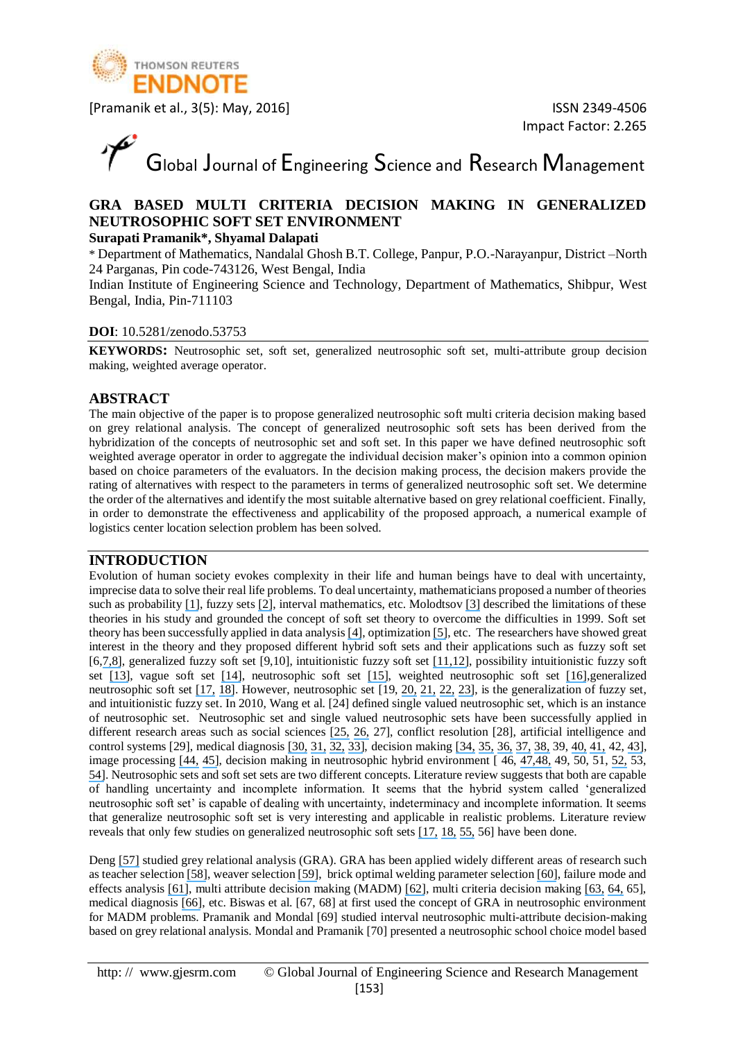# GRA BASED MULTI CRITERIA DECISION MAKING IN GENERALIZED NEUTROSOPHIC SOFT SET ENVIRONMENT

**Surapati Pramanik\*, Shyamal Dalapati**

\* Department of Mathematics, Nandalal Ghosh B.T. College, Panpur, P.O.-Narayanpur, District –North 24 Parganas, Pin code-743126, West Bengal, India

Indian Institute of Engineering Science and Technology, Department of Mathematics, Shibpur, West Bengal, India, Pin-711103

**DOI**: 10.5281/zenodo.53753

**KEYWORDS:** Neutrosophic set, soft set, generalized neutrosophic soft set, multi-attribute group decision making, weighted average operator.

## ABSTRACT

The main objective of the paper is to propose generalized neutrosophic soft multi criteria decision making based on grey relational analysis. The concept of generalized neutrosophic soft sets has been derived from the hybridization of the concepts of neutrosophic set and soft set. In this paper we have defined neutrosophic soft weighted average operator in order to aggregate the individual decision maker's opinion into a common opinion based on choice parameters of the evaluators. In the decision making process, the decision makers provide the rating of alternatives with respect to the parameters in terms of generalized neutrosophic soft set. We determine the order of the alternatives and identify the most suitable alternative based on grey relational coefficient. Finally, in order to demonstrate the effectiveness and applicability of the proposed approach, a numerical example of logistics center location selection problem has been solved.

## INTRODUCTION

Evolution of human society evokes complexity in their life and human beings have to deal with uncertainty, imprecise data to solve their real life problems. To deal uncertainty, mathematicians proposed a number of theories such as probability [1], fuzzy sets [2], interval mathematics, etc. Molodtsov [3] described the limitations of these theories in his study and grounded the concept of soft set theory to overcome the difficulties in 1999. Soft set theory has been successfully applied in data analysis [4], optimization [5], etc. The researchers have showed great interest in the theory and they proposed different hybrid soft sets and their applications such as fuzzy soft set [6,7,8], generalized fuzzy soft set [9,10], intuitionistic fuzzy soft set [11,12], possibility intuitionistic fuzzy soft set [13], vague soft set [14], neutrosophic soft set [15], weighted neutrosophic soft set [16],generalized neutrosophic soft set [17, 18]. However, neutrosophic set [19, 20, 21, 22, 23], is the generalization of fuzzy set, and intuitionistic fuzzy set. In 2010, Wang et al. [24] defined single valued neutrosophic set, which is an instance of neutrosophic set. Neutrosophic set and single valued neutrosophic sets have been successfully applied in different research areas such as social sciences [25, 26, 27], conflict resolution [28], artificial intelligence and control systems [29], medical diagnosis [30, 31, 32, 33], decision making [34, 35, 36, 37, 38, 39, 40, 41, 42, 43], image processing [44, 45], decision making in neutrosophic hybrid environment [ 46, 47,48, 49, 50, 51, 52, 53, 54]. Neutrosophic sets and soft set sets are two different concepts. Literature review suggests that both are capable of handling uncertainty and incomplete information. It seems that the hybrid system called 'generalized neutrosophic soft set' is capable of dealing with uncertainty, indeterminacy and incomplete information. It seems that generalize neutrosophic soft set is very interesting and applicable in realistic problems. Literature review reveals that only few studies on generalized neutrosophic soft sets [17, 18, 55, 56] have been done.

Deng [57] studied grey relational analysis (GRA). GRA has been applied widely different areas of research such as teacher selection [58], weaver selection [59], brick optimal welding parameter selection [60], failure mode and effects analysis [61], multi attribute decision making (MADM) [62], multi criteria decision making [63, 64, 65], medical diagnosis [66], etc. Biswas et al. [67, 68] at first used the concept of GRA in neutrosophic environment for MADM problems. Pramanik and Mondal [69] studied interval neutrosophic multi-attribute decision-making based on grey relational analysis. Mondal and Pramanik [70] presented a neutrosophic school choice model based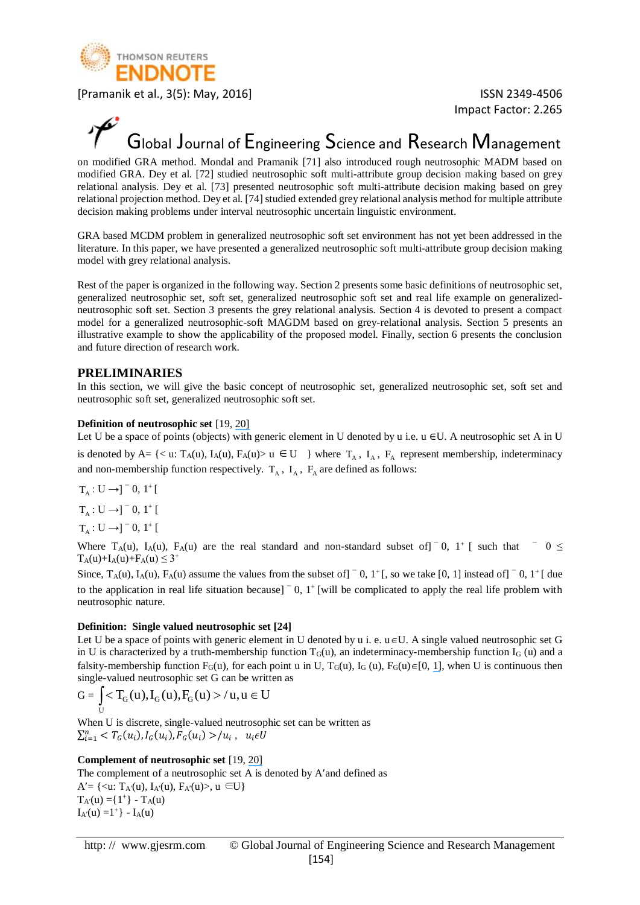on modified GRA method. Mondal and Pramanik [71] also introduced rough neutrosophic MADM based on modified GRA. Dey et al. [72] studied neutrosophic soft multi-attribute group decision making based on grey relational analysis. Dey et al. [73] presented neutrosophic soft multi-attribute decision making based on grey relational projection method. Dey et al. [74] studied extended grey relational analysis method for multiple attribute decision making problems under interval neutrosophic uncertain linguistic environment.

GRA based MCDM problem in generalized neutrosophic soft set environment has not yet been addressed in the literature. In this paper, we have presented a generalized neutrosophic soft multi-attribute group decision making model with grey relational analysis.

Rest of the paper is organized in the following way. Section 2 presents some basic definitions of neutrosophic set, generalized neutrosophic set, soft set, generalized neutrosophic soft set and real life example on generalized-neutrosophic soft set. Section 3 presents the grey relational analysis. Section 4 is devoted to present a compact model for a generalized neutrosophic-soft MAGDM based on grey-relational analysis. Section 5 presents an illustrative example to show the applicability of the proposed model. Finally, section 6 presents the conclusion and future direction of research work.

## PRELIMINARIES

In this section, we will give the basic concept of neutrosophic set, generalized neutrosophic set, soft set and neutrosophic soft set, generalized neutrosophic soft set.

**Definition of neutrosophic set** [19, 20]

Let U be a space of points (objects) with generic element in U denoted by u i.e. $u \in U$. A neutrosophic set A in U is denoted by $A = \{< u: T_A(u), I_A(u), F_A(u) > u \in U\}$ where $T_A$, $I_A$, $F_A$ represent membership, indeterminacy and non-membership function respectively. $T_A$, $I_A$, $F_A$ are defined as follows:

$T_A : U \rightarrow ]^-0, 1^+[$

$T_A : U \rightarrow ]^-0, 1^+[$

$T_A : U \rightarrow ]^-0, 1^+[$

Where $T_A(u)$, $I_A(u)$, $F_A(u)$ are the real standard and non-standard subset of $]^-0, 1^+[$ such that $^-0 \leq T_A(u)+I_A(u)+F_A(u) \leq 3^+$

Since, $T_A(u)$, $I_A(u)$, $F_A(u)$ assume the values from the subset of $]^-0, 1^+[$, so we take [0, 1] instead of $]^-0, 1^+[$ due to the application in real life situation because $]^-0, 1^+[$ will be complicated to apply the real life problem with neutrosophic nature.

**Definition: Single valued neutrosophic set [24]**

Let U be a space of points with generic element in U denoted by u i. e. $u \in U$. A single valued neutrosophic set G in U is characterized by a truth-membership function $T_G(u)$, an indeterminacy-membership function $I_G(u)$ and a falsity-membership function $F_G(u)$, for each point u in U, $T_G(u)$, $I_G(u)$, $F_G(u) \in [0, 1]$, when U is continuous then single-valued neutrosophic set G can be written as

$$G = \int_U < T_G(u), I_G(u), F_G(u) > / u, u \in U$$

When U is discrete, single-valued neutrosophic set can be written as

$\sum_{i=1}^{n} < T_G(u_i), I_G(u_i), F_G(u_i) > / u_i, \ \ u_i \epsilon U$

**Complement of neutrosophic set** [19, 20]

The complement of a neutrosophic set A is denoted by A′ and defined as

$A' = \{<u: T_{A'}(u), I_{A'}(u), F_{A'}(u)>, u \in U\}$

$T_{A'}(u) = \{1^+\} - T_A(u)$

$I_{A'}(u) = 1^+\} - I_A(u)$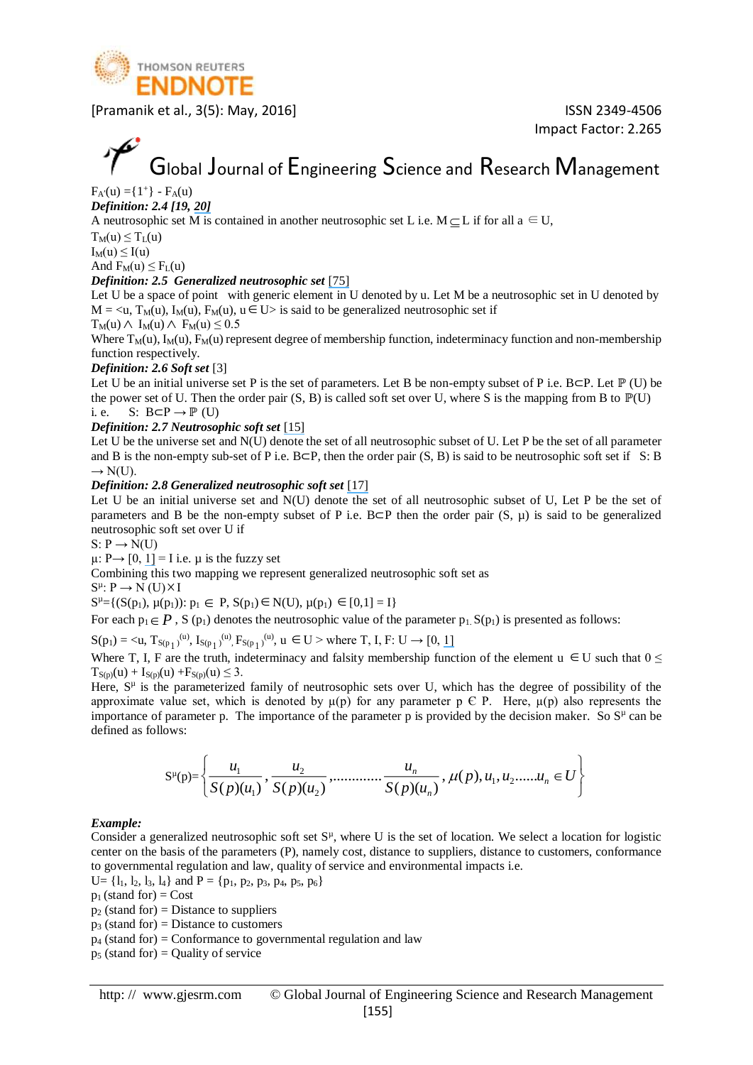$F_{A'}(u) = \{1^+\} - F_A(u)$

***Definition: 2.4 [19, 20]***

A neutrosophic set M is contained in another neutrosophic set L i.e. $M \subseteq L$ if for all a $\in$ U,

$T_M(u) \leq T_L(u)$

$I_M(u) \leq I(u)$

And $F_M(u) \leq F_L(u)$

***Definition: 2.5 Generalized neutrosophic set [75]***

Let U be a space of point with generic element in U denoted by u. Let M be a neutrosophic set in U denoted by $M = <u, T_M(u), I_M(u), F_M(u), u \in U>$ is said to be generalized neutrosophic set if

$T_M(u) \wedge I_M(u) \wedge F_M(u) \leq 0.5$

Where $T_M(u), I_M(u), F_M(u)$ represent degree of membership function, indeterminacy function and non-membership function respectively.

***Definition: 2.6 Soft set [3]***

Let U be an initial universe set P is the set of parameters. Let B be non-empty subset of P i.e. $B \subset P$. Let $\mathbb{P}$ (U) be the power set of U. Then the order pair (S, B) is called soft set over U, where S is the mapping from B to $\mathbb{P}$(U) i. e. $S: B \subset P \rightarrow \mathbb{P}(U)$

***Definition: 2.7 Neutrosophic soft set [15]***

Let U be the universe set and N(U) denote the set of all neutrosophic subset of U. Let P be the set of all parameter and B is the non-empty sub-set of P i.e. $B \subset P$, then the order pair (S, B) is said to be neutrosophic soft set if $S: B \rightarrow N(U)$.

***Definition: 2.8 Generalized neutrosophic soft set [17]***

Let U be an initial universe set and N(U) denote the set of all neutrosophic subset of U, Let P be the set of parameters and B be the non-empty subset of P i.e. $B \subset P$ then the order pair (S, μ) is said to be generalized neutrosophic soft set over U if

$S: P \rightarrow N(U)$

$\mu: P \rightarrow [0, 1] = I$ i.e. μ is the fuzzy set

Combining this two mapping we represent generalized neutrosophic soft set as

$S^\mu: P \rightarrow N(U) \times I$

$S^\mu = \{(S(p_1), \mu(p_1)): p_1 \in P, S(p_1) \in N(U), \mu(p_1) \in [0,1] = I\}$

For each $p_1 \in P$, S ($p_1$) denotes the neutrosophic value of the parameter $p_1$. $S(p_1)$ is presented as follows:

$S(p_1) = <u, T_{S(p_1)}{}^{(u)}, I_{S(p_1)}{}^{(u)}, F_{S(p_1)}{}^{(u)}, u \in U >$ where $T, I, F: U \rightarrow [0, 1]$

Where T, I, F are the truth, indeterminacy and falsity membership function of the element $u \in U$ such that $0 \leq T_{S(p)}(u) + I_{S(p)}(u) + F_{S(p)}(u) \leq 3$.

Here, $S^\mu$ is the parameterized family of neutrosophic sets over U, which has the degree of possibility of the approximate value set, which is denoted by μ(p) for any parameter p ∈ P. Here, μ(p) also represents the importance of parameter p. The importance of the parameter p is provided by the decision maker. So $S^\mu$ can be defined as follows:

$$S^\mu(p) = \left\{ \frac{u_1}{S(p)(u_1)}, \frac{u_2}{S(p)(u_2)}, \ldots\ldots\ldots\ldots \frac{u_n}{S(p)(u_n)}, \mu(p), u_1, u_2 \ldots\ldots u_n \in U \right\}$$

***Example:***

Consider a generalized neutrosophic soft set $S^\mu$, where U is the set of location. We select a location for logistic center on the basis of the parameters (P), namely cost, distance to suppliers, distance to customers, conformance to governmental regulation and law, quality of service and environmental impacts i.e.

$U = \{l_1, l_2, l_3, l_4\}$ and $P = \{p_1, p_2, p_3, p_4, p_5, p_6\}$

$p_1$ (stand for) = Cost

$p_2$ (stand for) = Distance to suppliers

$p_3$ (stand for) = Distance to customers

$p_4$ (stand for) = Conformance to governmental regulation and law

$p_5$ (stand for) = Quality of service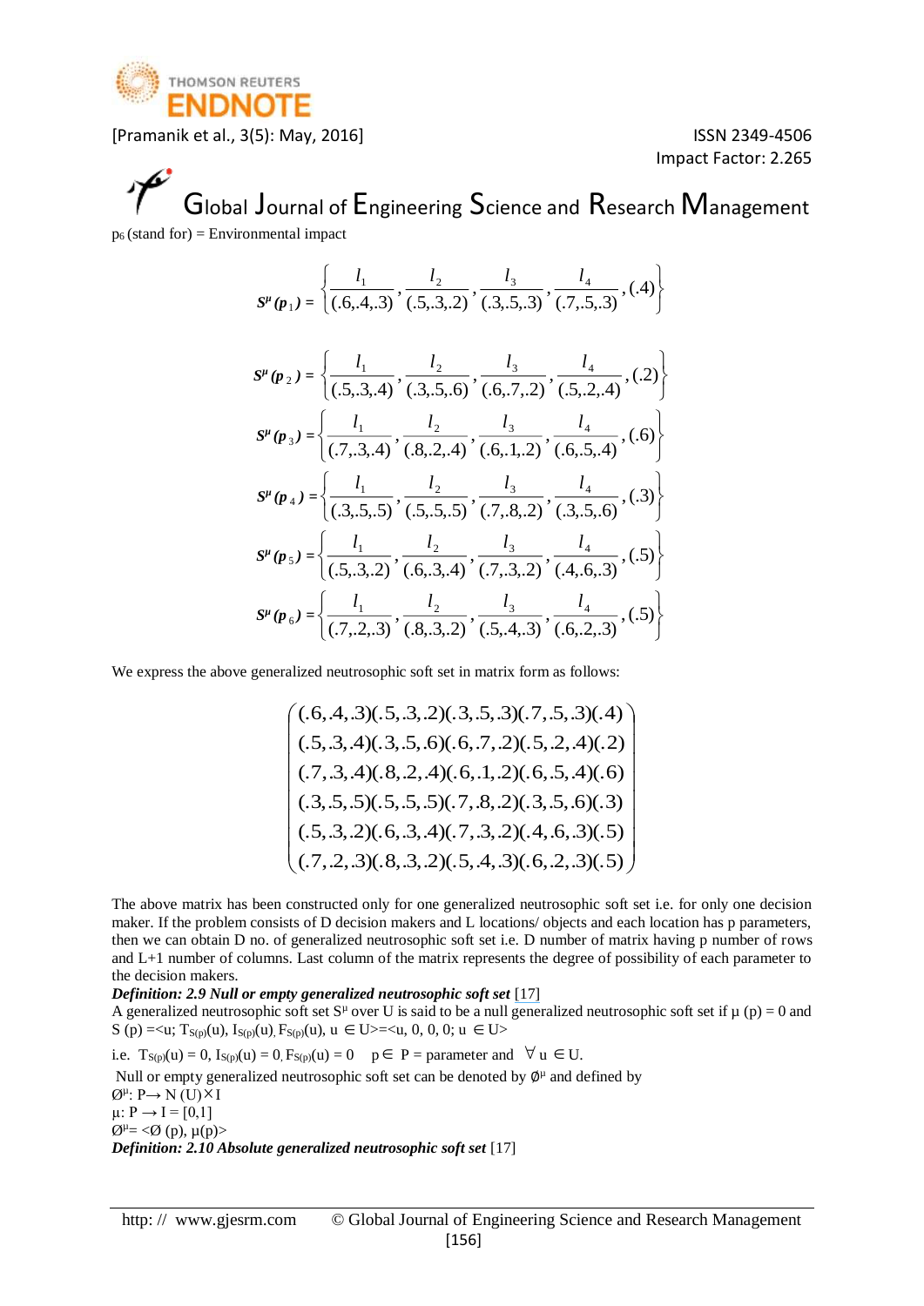$p_6$ (stand for) = Environmental impact

$$S^\mu(p_1) = \left\{\frac{l_1}{(.6,.4,.3)}, \frac{l_2}{(.5,.3,.2)}, \frac{l_3}{(.3,.5,.3)}, \frac{l_4}{(.7,.5,.3)}, (.4)\right\}$$

$$S^\mu(p_2) = \left\{\frac{l_1}{(.5,.3,.4)}, \frac{l_2}{(.3,.5,.6)}, \frac{l_3}{(.6,.7,.2)}, \frac{l_4}{(.5,.2,.4)}, (.2)\right\}$$

$$S^\mu(p_3) = \left\{\frac{l_1}{(.7,.3,.4)}, \frac{l_2}{(.8,.2,.4)}, \frac{l_3}{(.6,.1,.2)}, \frac{l_4}{(.6,.5,.4)}, (.6)\right\}$$

$$S^\mu(p_4) = \left\{\frac{l_1}{(.3,.5,.5)}, \frac{l_2}{(.5,.5,.5)}, \frac{l_3}{(.7,.8,.2)}, \frac{l_4}{(.3,.5,.6)}, (.3)\right\}$$

$$S^\mu(p_5) = \left\{\frac{l_1}{(.5,.3,.2)}, \frac{l_2}{(.6,.3,.4)}, \frac{l_3}{(.7,.3,.2)}, \frac{l_4}{(.4,.6,.3)}, (.5)\right\}$$

$$S^\mu(p_6) = \left\{\frac{l_1}{(.7,.2,.3)}, \frac{l_2}{(.8,.3,.2)}, \frac{l_3}{(.5,.4,.3)}, \frac{l_4}{(.6,.2,.3)}, (.5)\right\}$$

We express the above generalized neutrosophic soft set in matrix form as follows:

$$\begin{pmatrix}
(.6,.4,.3)(.5,.3,.2)(.3,.5,.3)(.7,.5,.3)(.4) \\
(.5,.3,.4)(.3,.5,.6)(.6,.7,.2)(.5,.2,.4)(.2) \\
(.7,.3,.4)(.8,.2,.4)(.6,.1,.2)(.6,.5,.4)(.6) \\
(.3,.5,.5)(.5,.5,.5)(.7,.8,.2)(.3,.5,.6)(.3) \\
(.5,.3,.2)(.6,.3,.4)(.7,.3,.2)(.4,.6,.3)(.5) \\
(.7,.2,.3)(.8,.3,.2)(.5,.4,.3)(.6,.2,.3)(.5)
\end{pmatrix}$$

The above matrix has been constructed only for one generalized neutrosophic soft set i.e. for only one decision maker. If the problem consists of D decision makers and L locations/ objects and each location has p parameters, then we can obtain D no. of generalized neutrosophic soft set i.e. D number of matrix having p number of rows and L+1 number of columns. Last column of the matrix represents the degree of possibility of each parameter to the decision makers.

***Definition: 2.9 Null or empty generalized neutrosophic soft set*** [17]

A generalized neutrosophic soft set $S^\mu$ over U is said to be a null generalized neutrosophic soft set if $\mu$ (p) = 0 and S (p) =<u; $T_{S(p)}(u)$, $I_{S(p)}(u)$, $F_{S(p)}(u)$, u $\in$ U>=<u, 0, 0, 0; u $\in$ U>

i.e. $T_{S(p)}(u) = 0$, $I_{S(p)}(u) = 0$, $F_{S(p)}(u) = 0$ $\quad$ p $\in$ P = parameter and $\forall$ u $\in$ U.

Null or empty generalized neutrosophic soft set can be denoted by $\emptyset^\mu$ and defined by

$\emptyset^\mu$: P $\rightarrow$ N (U) $\times$ I

$\mu$: P $\rightarrow$ I = [0,1]

$\emptyset^\mu$= <$\emptyset$ (p), $\mu$(p)>

***Definition: 2.10 Absolute generalized neutrosophic soft set*** [17]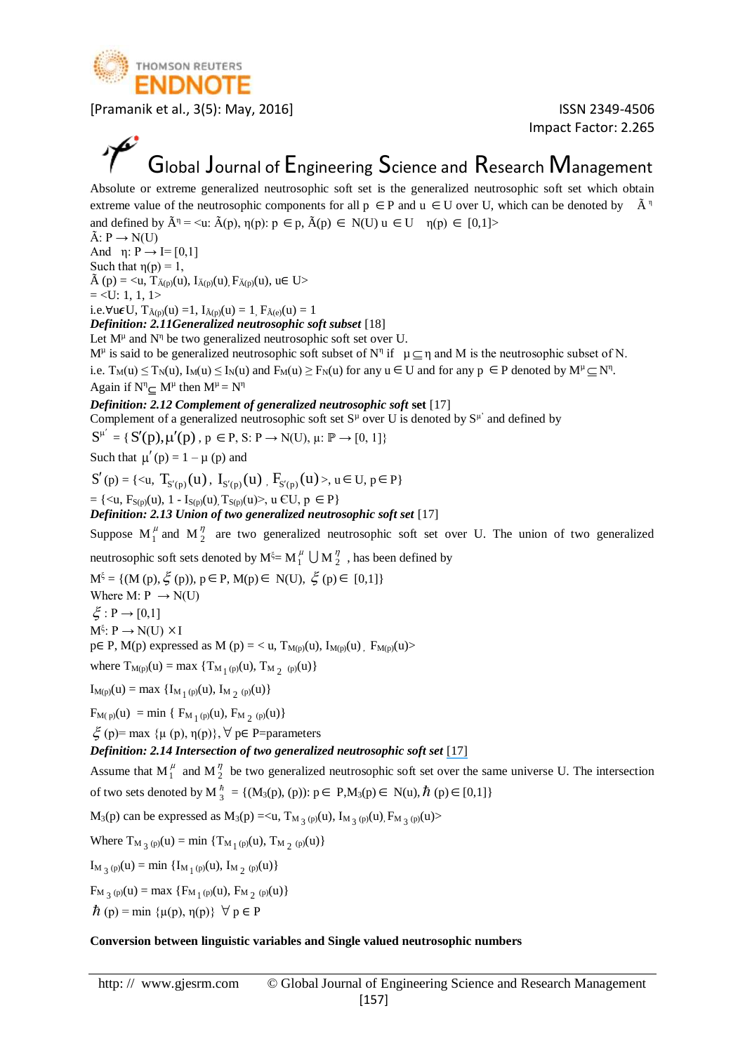Absolute or extreme generalized neutrosophic soft set is the generalized neutrosophic soft set which obtain extreme value of the neutrosophic components for all p $\in$ P and u $\in$ U over U, which can be denoted by $\tilde{A}^{\eta}$ and defined by $\tilde{A}^{\eta}$ = <u: $\tilde{A}$(p), η(p): p $\in$ p, $\tilde{A}$(p) $\in$ N(U) u $\in$ U η(p) $\in$ [0,1]>

$\tilde{A}$: P → N(U)

And η: P → I= [0,1]

Such that η(p) = 1,

$\tilde{A}$ (p) = <u, $T_{\tilde{A}(p)}(u)$, $I_{\tilde{A}(p)}(u)$, $F_{\tilde{A}(p)}(u)$, u$\in$ U>

= <U: 1, 1, 1>

i.e.$\forall$u$\in$U, $T_{\tilde{A}(p)}(u)$ =1, $I_{\tilde{A}(p)}(u)$ = 1, $F_{\tilde{A}(e)}(u)$ = 1

***Definition: 2.11Generalized neutrosophic soft subset*** [18]

Let $M^{\mu}$ and $N^{\eta}$ be two generalized neutrosophic soft set over U.

$M^{\mu}$ is said to be generalized neutrosophic soft subset of $N^{\eta}$ if $\mu \subseteq \eta$ and M is the neutrosophic subset of N.

i.e. $T_M(u) \le T_N(u)$, $I_M(u) \le I_N(u)$ and $F_M(u) \ge F_N(u)$ for any u $\in$ U and for any p $\in$ P denoted by $M^{\mu} \subseteq N^{\eta}$.

Again if $N^{\eta} \subseteq M^{\mu}$ then $M^{\mu} = N^{\eta}$

***Definition: 2.12 Complement of generalized neutrosophic soft* set** [17]

Complement of a generalized neutrosophic soft set $S^{\mu}$ over U is denoted by $S^{\mu'}$ and defined by

$S^{\mu'}$ = { $S'(p), \mu'(p)$ , p $\in$ P, S: P → N(U), μ: ℙ → [0, 1]}

Such that $\mu'(p) = 1 - \mu(p)$ and

$S'(p)$ = {<u, $T_{S'(p)}(u)$, $I_{S'(p)}(u)$ , $F_{S'(p)}(u)$ >, u $\in$ U, p $\in$ P}

= {<u, $F_{S(p)}(u)$, 1 - $I_{S(p)}(u)$, $T_{S(p)}(u)$>, u ЄU, p $\in$ P}

***Definition: 2.13 Union of two generalized neutrosophic soft set*** [17]

Suppose $M_1^{\mu}$ and $M_2^{\eta}$ are two generalized neutrosophic soft set over U. The union of two generalized neutrosophic soft sets denoted by $M^{\xi} = M_1^{\mu} \cup M_2^{\eta}$ , has been defined by

$M^{\xi}$ = {(M (p), $\xi$ (p)), p $\in$ P, M(p) $\in$ N(U), $\xi$ (p) $\in$ [0,1]}

Where M: P → N(U)

$\xi$ : P → [0,1]

$M^{\xi}$: P → N(U) × I

p$\in$ P, M(p) expressed as M (p) = < u, $T_{M(p)}(u)$, $I_{M(p)}(u)$ , $F_{M(p)}(u)$>

where $T_{M(p)}(u)$ = max {$T_{M_1(p)}(u)$, $T_{M_2(p)}(u)$}

$I_{M(p)}(u)$ = max {$I_{M_1(p)}(u)$, $I_{M_2(p)}(u)$}

$F_{M(p)}(u)$ = min { $F_{M_1(p)}(u)$, $F_{M_2(p)}(u)$}

$\xi$ (p)= max {μ (p), η(p)}, $\forall$ p$\in$ P=parameters

***Definition: 2.14 Intersection of two generalized neutrosophic soft set*** [17]

Assume that $M_1^{\mu}$ and $M_2^{\eta}$ be two generalized neutrosophic soft set over the same universe U. The intersection of two sets denoted by $M_3^{\hbar}$ = {($M_3$(p), (p)): p$\in$ P,$M_3$(p)$\in$ N(u), $\hbar$ (p)$\in$[0,1]}

$M_3$(p) can be expressed as $M_3$(p) =<u, $T_{M_3(p)}(u)$, $I_{M_3(p)}(u)$, $F_{M_3(p)}(u)$>

Where $T_{M_3(p)}(u)$ = min {$T_{M_1(p)}(u)$, $T_{M_2(p)}(u)$}

$I_{M_3(p)}(u)$ = min {$I_{M_1(p)}(u)$, $I_{M_2(p)}(u)$}

$F_{M_3(p)}(u)$ = max {$F_{M_1(p)}(u)$, $F_{M_2(p)}(u)$}

$\hbar$ (p) = min {μ(p), η(p)} $\forall$ p $\in$ P

**Conversion between linguistic variables and Single valued neutrosophic numbers**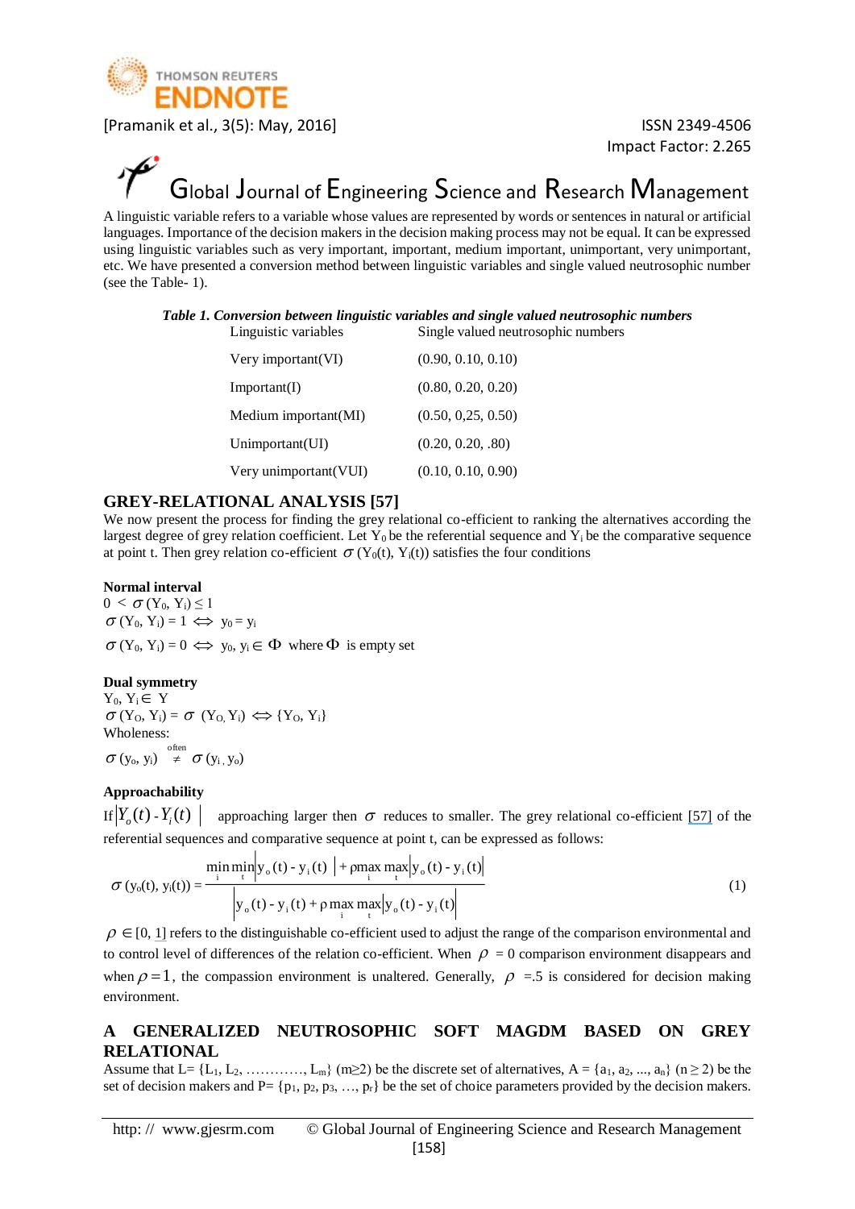A linguistic variable refers to a variable whose values are represented by words or sentences in natural or artificial languages. Importance of the decision makers in the decision making process may not be equal. It can be expressed using linguistic variables such as very important, important, medium important, unimportant, very unimportant, etc. We have presented a conversion method between linguistic variables and single valued neutrosophic number (see the Table- 1).

***Table 1. Conversion between linguistic variables and single valued neutrosophic numbers***

| Linguistic variables | Single valued neutrosophic numbers |
|---|---|
| Very important(VI) | (0.90, 0.10, 0.10) |
| Important(I) | (0.80, 0.20, 0.20) |
| Medium important(MI) | (0.50, 0,25, 0.50) |
| Unimportant(UI) | (0.20, 0.20, .80) |
| Very unimportant(VUI) | (0.10, 0.10, 0.90) |

## GREY-RELATIONAL ANALYSIS [57]

We now present the process for finding the grey relational co-efficient to ranking the alternatives according the largest degree of grey relation coefficient. Let $Y_0$ be the referential sequence and $Y_i$ be the comparative sequence at point t. Then grey relation co-efficient $\sigma$ ($Y_0$(t), $Y_i$(t)) satisfies the four conditions

**Normal interval**

$0 < \sigma(Y_0, Y_i) \leq 1$

$\sigma(Y_0, Y_i) = 1 \Leftrightarrow y_0 = y_i$

$\sigma(Y_0, Y_i) = 0 \Leftrightarrow y_0, y_i \in \Phi$ where $\Phi$ is empty set

**Dual symmetry**

$Y_0, Y_i \in Y$

$\sigma(Y_O, Y_i) = \sigma(Y_O, Y_i) \Leftrightarrow \{Y_O, Y_i\}$

Wholeness:

$\sigma(y_o, y_i) \overset{\text{often}}{\neq} \sigma(y_i, y_o)$

**Approachability**

If $|Y_o(t) - Y_i(t)|$ approaching larger then $\sigma$ reduces to smaller. The grey relational co-efficient [57] of the referential sequences and comparative sequence at point t, can be expressed as follows:

$$\sigma(y_o(t), y_i(t)) = \frac{\min\limits_i \min\limits_t |y_o(t) - y_i(t)| + \rho \max\limits_i \max\limits_t |y_o(t) - y_i(t)|}{|y_o(t) - y_i(t)| + \rho \max\limits_i \max\limits_t |y_o(t) - y_i(t)|} \tag{1}$$

$\rho \in [0, 1]$ refers to the distinguishable co-efficient used to adjust the range of the comparison environmental and to control level of differences of the relation co-efficient. When $\rho = 0$ comparison environment disappears and when $\rho = 1$, the compassion environment is unaltered. Generally, $\rho$ =.5 is considered for decision making environment.

## A GENERALIZED NEUTROSOPHIC SOFT MAGDM BASED ON GREY RELATIONAL

Assume that L= {$L_1$, $L_2$, …………, $L_m$} (m≥2) be the discrete set of alternatives, A = {$a_1$, $a_2$, ..., $a_n$} (n ≥ 2) be the set of decision makers and P= {$p_1$, $p_2$, $p_3$, …, $p_r$} be the set of choice parameters provided by the decision makers.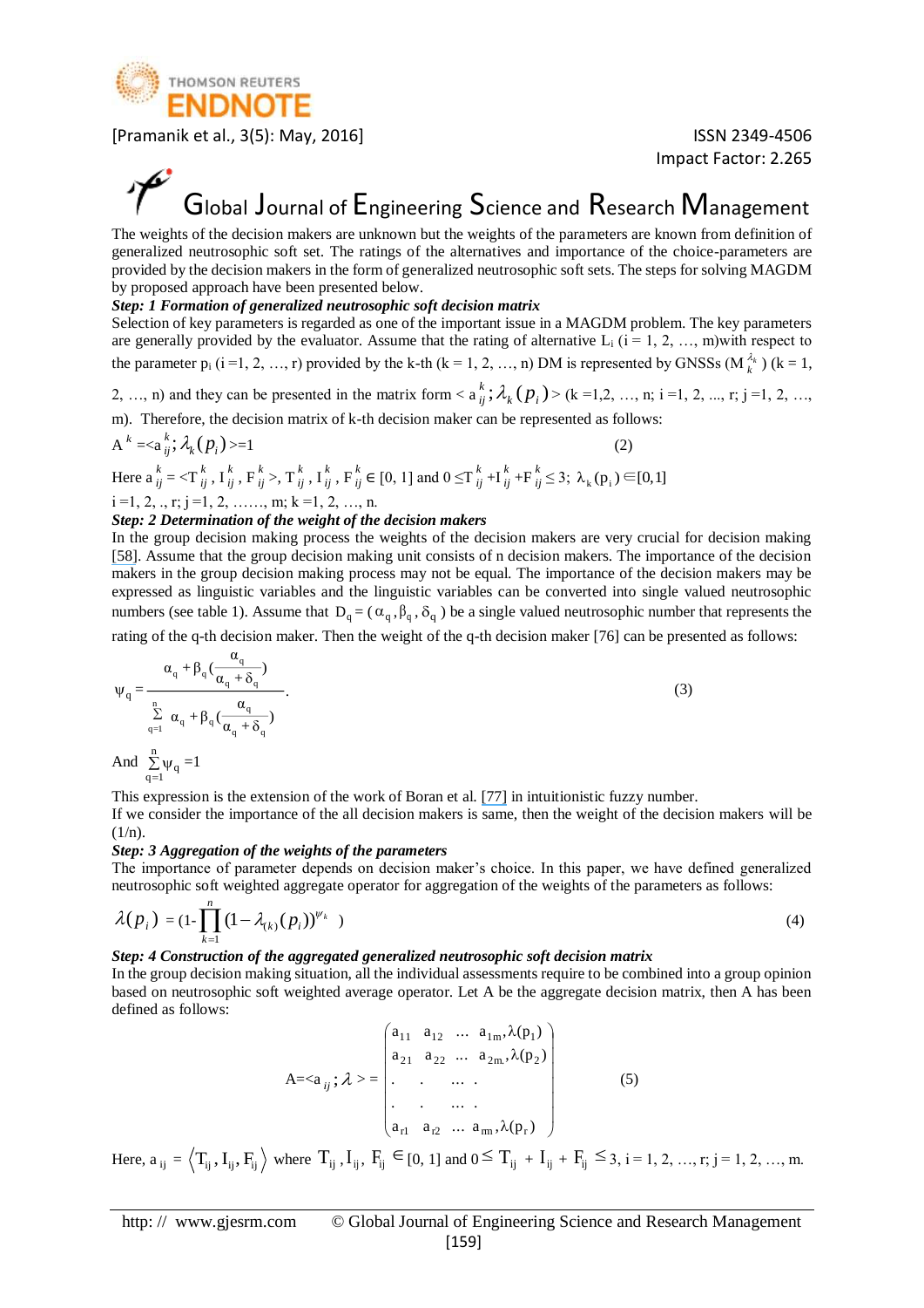The weights of the decision makers are unknown but the weights of the parameters are known from definition of generalized neutrosophic soft set. The ratings of the alternatives and importance of the choice-parameters are provided by the decision makers in the form of generalized neutrosophic soft sets. The steps for solving MAGDM by proposed approach have been presented below.

***Step: 1 Formation of generalized neutrosophic soft decision matrix***

Selection of key parameters is regarded as one of the important issue in a MAGDM problem. The key parameters are generally provided by the evaluator. Assume that the rating of alternative $L_i$ ($i = 1, 2, \ldots, m$)with respect to the parameter $p_i$ ($i =1, 2, \ldots, r$) provided by the k-th ($k = 1, 2, \ldots, n$) DM is represented by GNSSs ($M_k^{\lambda_k}$) ($k = 1, 2, \ldots, n$) and they can be presented in the matrix form $< a_{ij}^k ; \lambda_k(p_i) >$ ($k =1,2, \ldots, n$; $i =1, 2, \ldots, r$; $j =1, 2, \ldots, m$). Therefore, the decision matrix of k-th decision maker can be represented as follows:

$$A^k = < a_{ij}^k ; \lambda_k(p_i) > = 1 \tag{2}$$

Here $a_{ij}^k = < T_{ij}^k, I_{ij}^k, F_{ij}^k >$, $T_{ij}^k, I_{ij}^k, F_{ij}^k \in [0, 1]$ and $0 \le T_{ij}^k + I_{ij}^k + F_{ij}^k \le 3$; $\lambda_k(p_i) \in [0,1]$

$i =1, 2, .., r$; $j =1, 2, \ldots\ldots, m$; $k =1, 2, \ldots, n$.

***Step: 2 Determination of the weight of the decision makers***

In the group decision making process the weights of the decision makers are very crucial for decision making [58]. Assume that the group decision making unit consists of n decision makers. The importance of the decision makers in the group decision making process may not be equal. The importance of the decision makers may be expressed as linguistic variables and the linguistic variables can be converted into single valued neutrosophic numbers (see table 1). Assume that $D_q = (\alpha_q, \beta_q, \delta_q)$ be a single valued neutrosophic number that represents the rating of the q-th decision maker. Then the weight of the q-th decision maker [76] can be presented as follows:

$$\psi_q = \frac{\alpha_q + \beta_q \left(\frac{\alpha_q}{\alpha_q + \delta_q}\right)}{\sum_{q=1}^{n} \alpha_q + \beta_q \left(\frac{\alpha_q}{\alpha_q + \delta_q}\right)}. \tag{3}$$

And $\sum_{q=1}^{n} \psi_q = 1$

This expression is the extension of the work of Boran et al. [77] in intuitionistic fuzzy number.

If we consider the importance of the all decision makers is same, then the weight of the decision makers will be (1/n).

***Step: 3 Aggregation of the weights of the parameters***

The importance of parameter depends on decision maker's choice. In this paper, we have defined generalized neutrosophic soft weighted aggregate operator for aggregation of the weights of the parameters as follows:

$$\lambda(p_i) = \left(1 - \prod_{k=1}^{n} (1 - \lambda_{(k)}(p_i))^{\psi_k}\right) \tag{4}$$

***Step: 4 Construction of the aggregated generalized neutrosophic soft decision matrix***

In the group decision making situation, all the individual assessments require to be combined into a group opinion based on neutrosophic soft weighted average operator. Let A be the aggregate decision matrix, then A has been defined as follows:

$$A = < a_{ij} ; \lambda > = \begin{pmatrix} a_{11} & a_{12} & \ldots & a_{1m}, \lambda(p_1) \\ a_{21} & a_{22} & \ldots & a_{2m}, \lambda(p_2) \\ . & . & \ldots & . \\ . & . & \ldots & . \\ a_{r1} & a_{r2} & \ldots & a_{rm}, \lambda(p_r) \end{pmatrix} \tag{5}$$

Here, $a_{ij} = \langle T_{ij}, I_{ij}, F_{ij} \rangle$ where $T_{ij}, I_{ij}, F_{ij} \in [0, 1]$ and $0 \le T_{ij} + I_{ij} + F_{ij} \le 3$, $i = 1, 2, \ldots, r$; $j = 1, 2, \ldots, m$.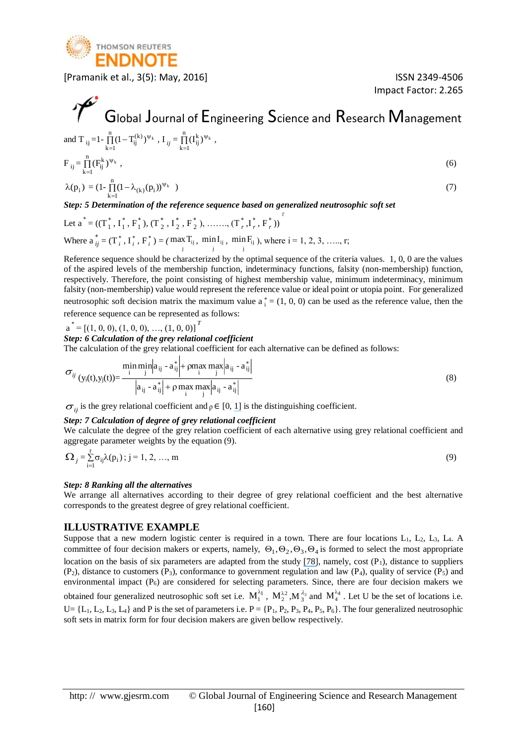and $T_{ij} = 1 - \prod_{k=1}^{n}(1 - T_{ij}^{(k)})^{\psi_k}$ , $I_{ij} = \prod_{k=1}^{n}(I_{ij}^{k})^{\psi_k}$ ,

$$F_{ij} = \prod_{k=1}^{n}(F_{ij}^{k})^{\psi_k} , \tag{6}$$

$$\lambda(p_i) = (1 - \prod_{k=1}^{n}(1 - \lambda_{(k)}(p_i))^{\psi_k}) \tag{7}$$

***Step: 5 Determination of the reference sequence based on generalized neutrosophic soft set***

Let $a^* = ((T_1^*, I_1^*, F_1^*), (T_2^*, I_2^*, F_2^*), \ldots\ldots, (T_r^*, I_r^*, F_r^*))^T$

Where $a_{ij}^* = (T_i^*, I_i^*, F_i^*) = (\max_j T_{ij}, \min_j I_{ij}, \min_j F_{ij})$, where i = 1, 2, 3, ….., r;

Reference sequence should be characterized by the optimal sequence of the criteria values. 1, 0, 0 are the values of the aspired levels of the membership function, indeterminacy functions, falsity (non-membership) function, respectively. Therefore, the point consisting of highest membership value, minimum indeterminacy, minimum falsity (non-membership) value would represent the reference value or ideal point or utopia point. For generalized neutrosophic soft decision matrix the maximum value $a_i^* = (1, 0, 0)$ can be used as the reference value, then the reference sequence can be represented as follows:

$a^* = [(1, 0, 0), (1, 0, 0), \ldots, (1, 0, 0)]^T$

***Step: 6 Calculation of the grey relational coefficient***

The calculation of the grey relational coefficient for each alternative can be defined as follows:

$$\sigma_{ij}(y_i(t), y_j(t)) = \frac{\min_i \min_j \left|a_{ij} - a_{ij}^*\right| + \rho \max_i \max_j \left|a_{ij} - a_{ij}^*\right|}{\left|a_{ij} - a_{ij}^*\right| + \rho \max_i \max_j \left|a_{ij} - a_{ij}^*\right|} \tag{8}$$

$\sigma_{ij}$ is the grey relational coefficient and $\rho \in [0, 1]$ is the distinguishing coefficient.

***Step: 7 Calculation of degree of grey relational coefficient***

We calculate the degree of the grey relation coefficient of each alternative using grey relational coefficient and aggregate parameter weights by the equation (9).

$$\Omega_j = \sum_{i=1}^{r} \sigma_{ij} \lambda(p_i) ; \; j = 1, 2, \ldots, m \tag{9}$$

***Step: 8 Ranking all the alternatives***

We arrange all alternatives according to their degree of grey relational coefficient and the best alternative corresponds to the greatest degree of grey relational coefficient.

## ILLUSTRATIVE EXAMPLE

Suppose that a new modern logistic center is required in a town. There are four locations $L_1$, $L_2$, $L_3$, $L_4$. A committee of four decision makers or experts, namely, $\Theta_1, \Theta_2, \Theta_3, \Theta_4$ is formed to select the most appropriate location on the basis of six parameters are adapted from the study [78], namely, cost ($P_1$), distance to suppliers ($P_2$), distance to customers ($P_3$), conformance to government regulation and law ($P_4$), quality of service ($P_5$) and environmental impact ($P_6$) are considered for selecting parameters. Since, there are four decision makers we obtained four generalized neutrosophic soft set i.e. $M_1^{\lambda_1}$, $M_2^{\lambda_2}$, $M_3^{\lambda_3}$ and $M_4^{\lambda_4}$. Let U be the set of locations i.e. U= {$L_1$, $L_2$, $L_3$, $L_4$} and P is the set of parameters i.e. P = {$P_1$, $P_2$, $P_3$, $P_4$, $P_5$, $P_6$}. The four generalized neutrosophic soft sets in matrix form for four decision makers are given bellow respectively.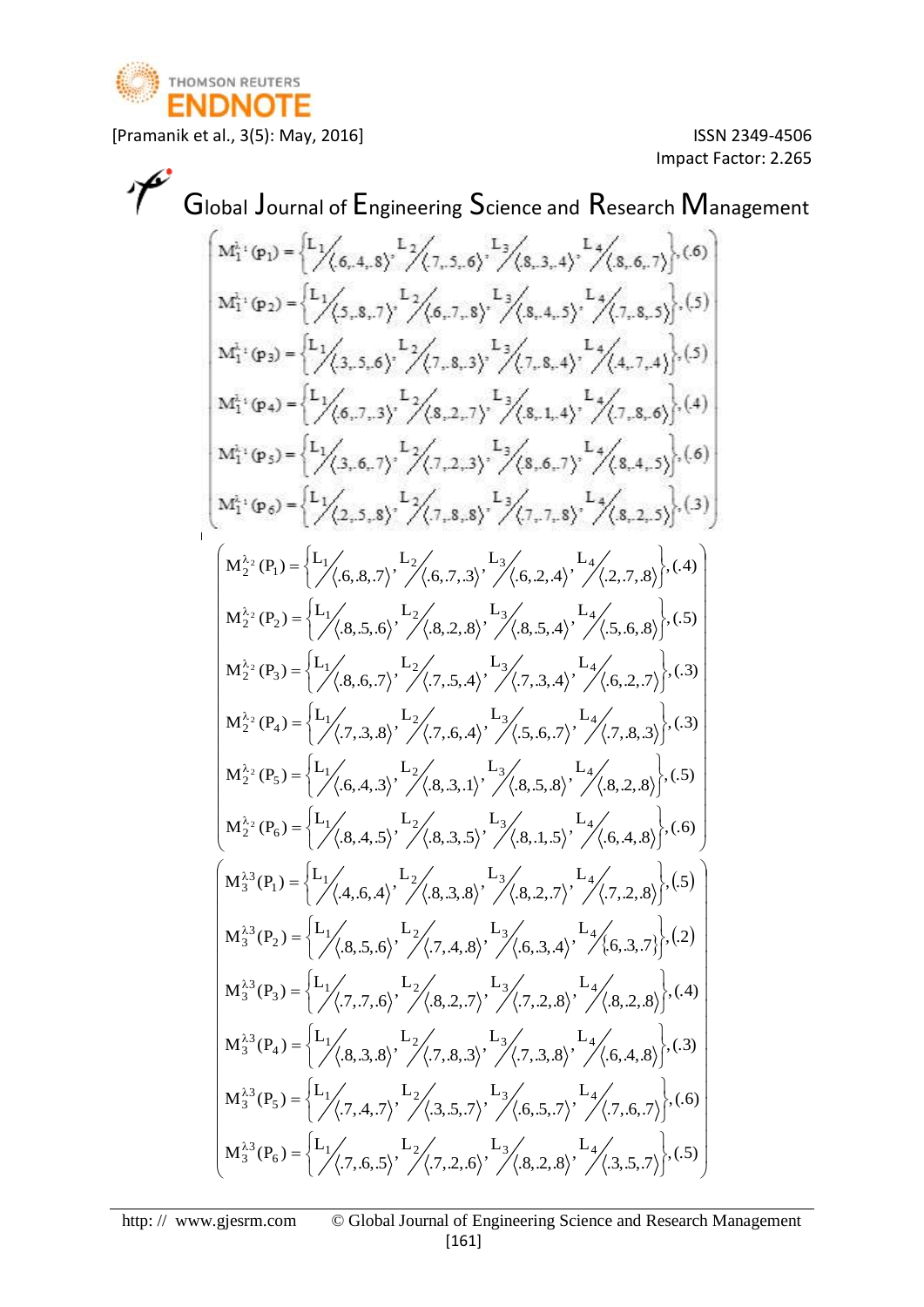$$
\begin{pmatrix}
M_1^{\lambda_1}(p_1)=\left\{{}^{L_1}\!/\!\langle .6,.4,.8\rangle, {}^{L_2}\!/\!\langle .7,.5,.6\rangle, {}^{L_3}\!/\!\langle .8,.3,.4\rangle, {}^{L_4}\!/\!\langle .8,.6,.7\rangle\right\},(.6)\\
M_1^{\lambda_1}(p_2)=\left\{{}^{L_1}\!/\!\langle .5,.8,.7\rangle, {}^{L_2}\!/\!\langle .6,.7,.8\rangle, {}^{L_3}\!/\!\langle .8,.4,.5\rangle, {}^{L_4}\!/\!\langle .7,.8,.5\rangle\right\},(.5)\\
M_1^{\lambda_1}(p_3)=\left\{{}^{L_1}\!/\!\langle .3,.5,.6\rangle, {}^{L_2}\!/\!\langle .7,.8,.3\rangle, {}^{L_3}\!/\!\langle .7,.8,.4\rangle, {}^{L_4}\!/\!\langle .4,.7,.4\rangle\right\},(.5)\\
M_1^{\lambda_1}(p_4)=\left\{{}^{L_1}\!/\!\langle .6,.7,.3\rangle, {}^{L_2}\!/\!\langle .8,.2,.7\rangle, {}^{L_3}\!/\!\langle .8,.1,.4\rangle, {}^{L_4}\!/\!\langle .7,.8,.6\rangle\right\},(.4)\\
M_1^{\lambda_1}(p_5)=\left\{{}^{L_1}\!/\!\langle .3,.6,.7\rangle, {}^{L_2}\!/\!\langle .7,.2,.3\rangle, {}^{L_3}\!/\!\langle .8,.6,.7\rangle, {}^{L_4}\!/\!\langle .8,.4,.5\rangle\right\},(.6)\\
M_1^{\lambda_1}(p_6)=\left\{{}^{L_1}\!/\!\langle .2,.5,.8\rangle, {}^{L_2}\!/\!\langle .7,.8,.8\rangle, {}^{L_3}\!/\!\langle .7,.7,.8\rangle, {}^{L_4}\!/\!\langle .8,.2,.5\rangle\right\},(.3)
\end{pmatrix}
$$

$$
\begin{pmatrix}
M_2^{\lambda_2}(P_1)=\left\{{}^{L_1}\!/\!\langle .6,.8,.7\rangle, {}^{L_2}\!/\!\langle .6,.7,.3\rangle, {}^{L_3}\!/\!\langle .6,.2,.4\rangle, {}^{L_4}\!/\!\langle .2,.7,.8\rangle\right\},(.4)\\
M_2^{\lambda_2}(P_2)=\left\{{}^{L_1}\!/\!\langle .8,.5,.6\rangle, {}^{L_2}\!/\!\langle .8,.2,.8\rangle, {}^{L_3}\!/\!\langle .8,.5,.4\rangle, {}^{L_4}\!/\!\langle .5,.6,.8\rangle\right\},(.5)\\
M_2^{\lambda_2}(P_3)=\left\{{}^{L_1}\!/\!\langle .8,.6,.7\rangle, {}^{L_2}\!/\!\langle .7,.5,.4\rangle, {}^{L_3}\!/\!\langle .7,.3,.4\rangle, {}^{L_4}\!/\!\langle .6,.2,.7\rangle\right\},(.3)\\
M_2^{\lambda_2}(P_4)=\left\{{}^{L_1}\!/\!\langle .7,.3,.8\rangle, {}^{L_2}\!/\!\langle .7,.6,.4\rangle, {}^{L_3}\!/\!\langle .5,.6,.7\rangle, {}^{L_4}\!/\!\langle .7,.8,.3\rangle\right\},(.3)\\
M_2^{\lambda_2}(P_5)=\left\{{}^{L_1}\!/\!\langle .6,.4,.3\rangle, {}^{L_2}\!/\!\langle .8,.3,.1\rangle, {}^{L_3}\!/\!\langle .8,.5,.8\rangle, {}^{L_4}\!/\!\langle .8,.2,.8\rangle\right\},(.5)\\
M_2^{\lambda_2}(P_6)=\left\{{}^{L_1}\!/\!\langle .8,.4,.5\rangle, {}^{L_2}\!/\!\langle .8,.3,.5\rangle, {}^{L_3}\!/\!\langle .8,.1,.5\rangle, {}^{L_4}\!/\!\langle .6,.4,.8\rangle\right\},(.6)
\end{pmatrix}
$$

$$
\begin{pmatrix}
M_3^{\lambda_3}(P_1)=\left\{{}^{L_1}\!/\!\langle .4,.6,.4\rangle, {}^{L_2}\!/\!\langle .8,.3,.8\rangle, {}^{L_3}\!/\!\langle .8,.2,.7\rangle, {}^{L_4}\!/\!\langle .7,.2,.8\rangle\right\},(.5)\\
M_3^{\lambda_3}(P_2)=\left\{{}^{L_1}\!/\!\langle .8,.5,.6\rangle, {}^{L_2}\!/\!\langle .7,.4,.8\rangle, {}^{L_3}\!/\!\langle .6,.3,.4\rangle, {}^{L_4}\!/\!\{.6,.3,.7\}\right\},(.2)\\
M_3^{\lambda_3}(P_3)=\left\{{}^{L_1}\!/\!\langle .7,.7,.6\rangle, {}^{L_2}\!/\!\langle .8,.2,.7\rangle, {}^{L_3}\!/\!\langle .7,.2,.8\rangle, {}^{L_4}\!/\!\langle .8,.2,.8\rangle\right\},(.4)\\
M_3^{\lambda_3}(P_4)=\left\{{}^{L_1}\!/\!\langle .8,.3,.8\rangle, {}^{L_2}\!/\!\langle .7,.8,.3\rangle, {}^{L_3}\!/\!\langle .7,.3,.8\rangle, {}^{L_4}\!/\!\langle .6,.4,.8\rangle\right\},(.3)\\
M_3^{\lambda_3}(P_5)=\left\{{}^{L_1}\!/\!\langle .7,.4,.7\rangle, {}^{L_2}\!/\!\langle .3,.5,.7\rangle, {}^{L_3}\!/\!\langle .6,.5,.7\rangle, {}^{L_4}\!/\!\langle .7,.6,.7\rangle\right\},(.6)\\
M_3^{\lambda_3}(P_6)=\left\{{}^{L_1}\!/\!\langle .7,.6,.5\rangle, {}^{L_2}\!/\!\langle .7,.2,.6\rangle, {}^{L_3}\!/\!\langle .8,.2,.8\rangle, {}^{L_4}\!/\!\langle .3,.5,.7\rangle\right\},(.5)
\end{pmatrix}
$$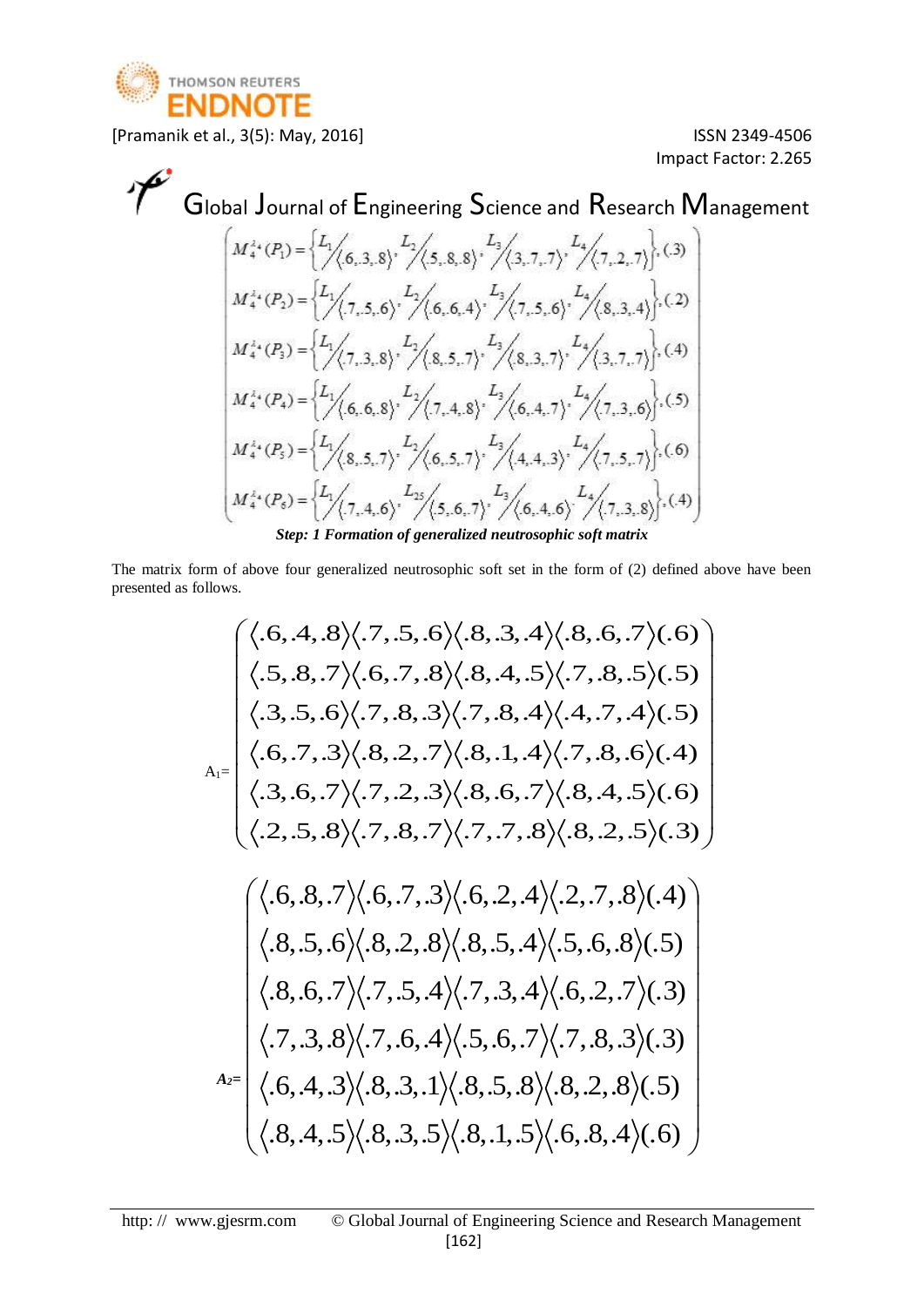$$
\begin{array}{l}
M_4^{\lambda_4}(P_1)=\left\{ {}^{L_1}\!/\!\langle .6,.3,.8\rangle, {}^{L_2}\!/\!\langle .5,.8,.8\rangle, {}^{L_3}\!/\!\langle .3,.7,.7\rangle, {}^{L_4}\!/\!\langle .7,.2,.7\rangle \right\}, (.3) \\
M_4^{\lambda_4}(P_2)=\left\{ {}^{L_1}\!/\!\langle .7,.5,.6\rangle, {}^{L_2}\!/\!\langle .6,.6,.4\rangle, {}^{L_3}\!/\!\langle .7,.5,.6\rangle, {}^{L_4}\!/\!\langle .8,.3,.4\rangle \right\}, (.2) \\
M_4^{\lambda_4}(P_3)=\left\{ {}^{L_1}\!/\!\langle .7,.3,.8\rangle, {}^{L_2}\!/\!\langle .8,.5,.7\rangle, {}^{L_3}\!/\!\langle .8,.3,.7\rangle, {}^{L_4}\!/\!\langle .3,.7,.7\rangle \right\}, (.4) \\
M_4^{\lambda_4}(P_4)=\left\{ {}^{L_1}\!/\!\langle .6,.6,.8\rangle, {}^{L_2}\!/\!\langle .7,.4,.8\rangle, {}^{L_3}\!/\!\langle .6,.4,.7\rangle, {}^{L_4}\!/\!\langle .7,.3,.6\rangle \right\}, (.5) \\
M_4^{\lambda_4}(P_5)=\left\{ {}^{L_1}\!/\!\langle .8,.5,.7\rangle, {}^{L_2}\!/\!\langle .6,.5,.7\rangle, {}^{L_3}\!/\!\langle .4,.4,.3\rangle, {}^{L_4}\!/\!\langle .7,.5,.7\rangle \right\}, (.6) \\
M_4^{\lambda_4}(P_6)=\left\{ {}^{L_1}\!/\!\langle .7,.4,.6\rangle, {}^{L_{25}}\!/\!\langle .5,.6,.7\rangle, {}^{L_3}\!/\!\langle .6,.4,.6\rangle, {}^{L_4}\!/\!\langle .7,.3,.8\rangle \right\}, (.4)
\end{array}
$$

***Step: 1 Formation of generalized neutrosophic soft matrix***

The matrix form of above four generalized neutrosophic soft set in the form of (2) defined above have been presented as follows.

$$
A_1=\begin{pmatrix}
\langle .6,.4,.8\rangle\langle .7,.5,.6\rangle\langle .8,.3,.4\rangle\langle .8,.6,.7\rangle(.6) \\
\langle .5,.8,.7\rangle\langle .6,.7,.8\rangle\langle .8,.4,.5\rangle\langle .7,.8,.5\rangle(.5) \\
\langle .3,.5,.6\rangle\langle .7,.8,.3\rangle\langle .7,.8,.4\rangle\langle .4,.7,.4\rangle(.5) \\
\langle .6,.7,.3\rangle\langle .8,.2,.7\rangle\langle .8,.1,.4\rangle\langle .7,.8,.6\rangle(.4) \\
\langle .3,.6,.7\rangle\langle .7,.2,.3\rangle\langle .8,.6,.7\rangle\langle .8,.4,.5\rangle(.6) \\
\langle .2,.5,.8\rangle\langle .7,.8,.7\rangle\langle .7,.7,.8\rangle\langle .8,.2,.5\rangle(.3)
\end{pmatrix}
$$

$$
A_2=\begin{pmatrix}
\langle .6,.8,.7\rangle\langle .6,.7,.3\rangle\langle .6,.2,.4\rangle\langle .2,.7,.8\rangle(.4) \\
\langle .8,.5,.6\rangle\langle .8,.2,.8\rangle\langle .8,.5,.4\rangle\langle .5,.6,.8\rangle(.5) \\
\langle .8,.6,.7\rangle\langle .7,.5,.4\rangle\langle .7,.3,.4\rangle\langle .6,.2,.7\rangle(.3) \\
\langle .7,.3,.8\rangle\langle .7,.6,.4\rangle\langle .5,.6,.7\rangle\langle .7,.8,.3\rangle(.3) \\
\langle .6,.4,.3\rangle\langle .8,.3,.1\rangle\langle .8,.5,.8\rangle\langle .8,.2,.8\rangle(.5) \\
\langle .8,.4,.5\rangle\langle .8,.3,.5\rangle\langle .8,.1,.5\rangle\langle .6,.8,.4\rangle(.6)
\end{pmatrix}
$$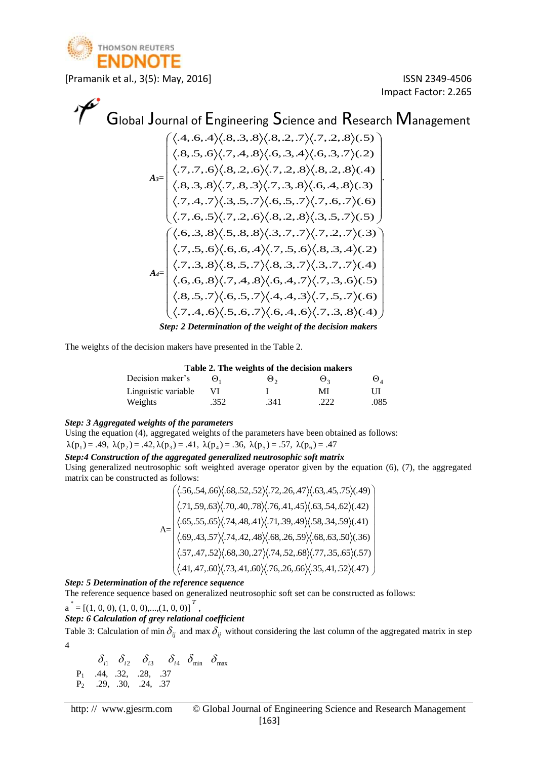$$A_3 = \begin{pmatrix} \langle .4,.6,.4\rangle\langle .8,.3,.8\rangle\langle .8,.2,.7\rangle\langle .7,.2,.8\rangle(.5) \\ \langle .8,.5,.6\rangle\langle .7,.4,.8\rangle\langle .6,.3,.4\rangle\langle .6,.3,.7\rangle(.2) \\ \langle .7,.7,.6\rangle\langle .8,.2,.6\rangle\langle .7,.2,.8\rangle\langle .8,.2,.8\rangle(.4) \\ \langle .8,.3,.8\rangle\langle .7,.8,.3\rangle\langle .7,.3,.8\rangle\langle .6,.4,.8\rangle(.3) \\ \langle .7,.4,.7\rangle\langle .3,.5,.7\rangle\langle .6,.5,.7\rangle\langle .7,.6,.7\rangle(.6) \\ \langle .7,.6,.5\rangle\langle .7,.2,.6\rangle\langle .8,.2,.8\rangle\langle .3,.5,.7\rangle(.5) \end{pmatrix}.$$

$$A_4 = \begin{pmatrix} \langle .6,.3,.8\rangle\langle .5,.8,.8\rangle\langle .3,.7,.7\rangle\langle .7,.2,.7\rangle(.3) \\ \langle .7,.5,.6\rangle\langle .6,.6,.4\rangle\langle .7,.5,.6\rangle\langle .8,.3,.4\rangle(.2) \\ \langle .7,.3,.8\rangle\langle .8,.5,.7\rangle\langle .8,.3,.7\rangle\langle .3,.7,.7\rangle(.4) \\ \langle .6,.6,.8\rangle\langle .7,.4,.8\rangle\langle .6,.4,.7\rangle\langle .7,.3,.6\rangle(.5) \\ \langle .8,.5,.7\rangle\langle .6,.5,.7\rangle\langle .4,.4,.3\rangle\langle .7,.5,.7\rangle(.6) \\ \langle .7,.4,.6\rangle\langle .5,.6,.7\rangle\langle .6,.4,.6\rangle\langle .7,.3,.8\rangle(.4) \end{pmatrix}$$

***Step: 2 Determination of the weight of the decision makers***

The weights of the decision makers have presented in the Table 2.

**Table 2. The weights of the decision makers**

| Decision maker's | $\Theta_1$ | $\Theta_2$ | $\Theta_3$ | $\Theta_4$ |
|---|---|---|---|---|
| Linguistic variable | VI | I | MI | UI |
| Weights | .352 | .341 | .222 | .085 |

***Step: 3 Aggregated weights of the parameters***

Using the equation (4), aggregated weights of the parameters have been obtained as follows:

$\lambda(p_1) = .49,\ \lambda(p_2) = .42, \lambda(p_3) = .41,\ \lambda(p_4) = .36,\ \lambda(p_5) = .57,\ \lambda(p_6) = .47$

***Step:4 Construction of the aggregated generalized neutrosophic soft matrix***

Using generalized neutrosophic soft weighted average operator given by the equation (6), (7), the aggregated matrix can be constructed as follows:

$$A = \begin{pmatrix} \langle .56,.54,.66\rangle\langle .68,.52,.52\rangle\langle .72,.26,.47\rangle\langle .63,.45,.75\rangle(.49) \\ \langle .71,.59,.63\rangle\langle .70,.40,.78\rangle\langle .76,.41,.45\rangle\langle .63,.54,.62\rangle(.42) \\ \langle .65,.55,.65\rangle\langle .74,.48,.41\rangle\langle .71,.39,.49\rangle\langle .58,.34,.59\rangle(.41) \\ \langle .69,.43,.57\rangle\langle .74,.42,.48\rangle\langle .68,.26,.59\rangle\langle .68,.63,.50\rangle(.36) \\ \langle .57,.47,.52\rangle\langle .68,.30,.27\rangle\langle .74,.52,.68\rangle\langle .77,.35,.65\rangle(.57) \\ \langle .41,.47,.60\rangle\langle .73,.41,.60\rangle\langle .76,.26,.66\rangle\langle .35,.41,.52\rangle(.47) \end{pmatrix}$$

***Step: 5 Determination of the reference sequence***

The reference sequence based on generalized neutrosophic soft set can be constructed as follows:

$a^* = [(1, 0, 0), (1, 0, 0),...,(1, 0, 0)]^T$,

***Step: 6 Calculation of grey relational coefficient***

Table 3: Calculation of min $\delta_{ij}$ and max $\delta_{ij}$ without considering the last column of the aggregated matrix in step 4

| | $\delta_{i1}$ | $\delta_{i2}$ | $\delta_{i3}$ | $\delta_{i4}$ | $\delta_{\min}$ | $\delta_{\max}$ |
|---|---|---|---|---|---|---|
| $P_1$ | .44, | .32, | .28, | .37 | | |
| $P_2$ | .29, | .30, | .24, | .37 | | |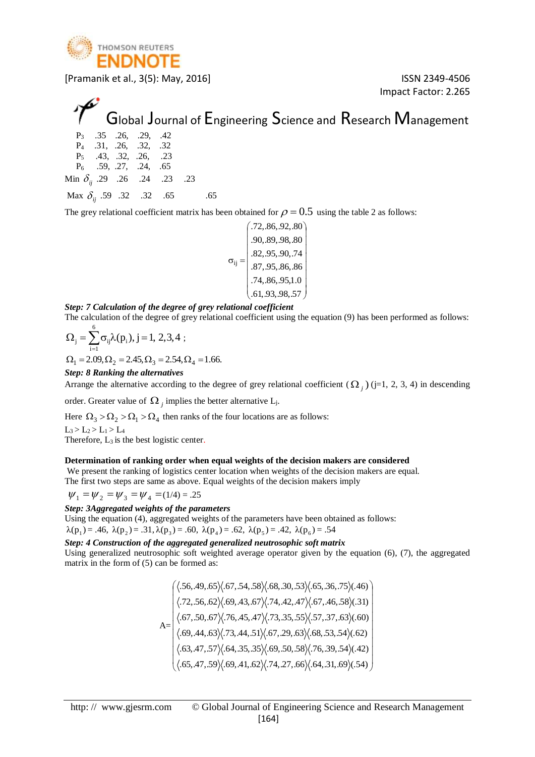| | | | | | |
|---|---|---|---|---|---|
| $P_3$ | .35 | .26, | .29, | .42 | |
| $P_4$ | .31, | .26, | .32, | .32 | |
| $P_5$ | .43, | .32, | .26, | .23 | |
| $P_6$ | .59, | .27, | .24, | .65 | |
| Min $\delta_{ij}$ | .29 | .26 | .24 | .23 | .23 |
| Max $\delta_{ij}$ | .59 | .32 | .32 | .65 | .65 |

The grey relational coefficient matrix has been obtained for $\rho = 0.5$ using the table 2 as follows:

$$\sigma_{ij} = \begin{pmatrix} .72,.86,.92,.80 \\ .90,.89,.98,.80 \\ .82,.95,.90,.74 \\ .87,.95,.86,.86 \\ .74,.86,.95,1.0 \\ .61,.93,.98,.57 \end{pmatrix}$$

***Step: 7 Calculation of the degree of grey relational coefficient***

The calculation of the degree of grey relational coefficient using the equation (9) has been performed as follows:

$$\Omega_j = \sum_{i=1}^{6} \sigma_{ij}\lambda(p_i), j = 1, 2, 3, 4 ;$$

$$\Omega_1 = 2.09, \Omega_2 = 2.45, \Omega_3 = 2.54, \Omega_4 = 1.66.$$

***Step: 8 Ranking the alternatives***

Arrange the alternative according to the degree of grey relational coefficient ($\Omega_j$) (j=1, 2, 3, 4) in descending order. Greater value of $\Omega_j$ implies the better alternative $L_j$.

Here $\Omega_3 > \Omega_2 > \Omega_1 > \Omega_4$ then ranks of the four locations are as follows:

$L_3 > L_2 > L_1 > L_4$

Therefore, $L_3$ is the best logistic center.

**Determination of ranking order when equal weights of the decision makers are considered**

We present the ranking of logistics center location when weights of the decision makers are equal.
The first two steps are same as above. Equal weights of the decision makers imply

$$\psi_1 = \psi_2 = \psi_3 = \psi_4 = (1/4) = .25$$

***Step: 3Aggregated weights of the parameters***

Using the equation (4), aggregated weights of the parameters have been obtained as follows:
$\lambda(p_1) = .46,\ \lambda(p_2) = .31, \lambda(p_3) = .60,\ \lambda(p_4) = .62,\ \lambda(p_5) = .42,\ \lambda(p_6) = .54$

***Step: 4 Construction of the aggregated generalized neutrosophic soft matrix***

Using generalized neutrosophic soft weighted average operator given by the equation (6), (7), the aggregated matrix in the form of (5) can be formed as:

$$A = \begin{pmatrix} \langle .56,.49,.65\rangle\langle .67,.54,.58\rangle\langle .68,.30,.53\rangle\langle .65,.36,.75\rangle(.46) \\ \langle .72,.56,.62\rangle\langle .69,.43,.67\rangle\langle .74,.42,.47\rangle\langle .67,.46,.58\rangle(.31) \\ \langle .67,.50,.67\rangle\langle .76,.45,.47\rangle\langle .73,.35,.55\rangle\langle .57,.37,.63\rangle(.60) \\ \langle .69,.44,.63\rangle\langle .73,.44,.51\rangle\langle .67,.29,.63\rangle\langle .68,.53,.54\rangle(.62) \\ \langle .63,.47,.57\rangle\langle .64,.35,.35\rangle\langle .69,.50,.58\rangle\langle .76,.39,.54\rangle(.42) \\ \langle .65,.47,.59\rangle\langle .69,.41,.62\rangle\langle .74,.27,.66\rangle\langle .64,.31,.69\rangle(.54) \end{pmatrix}$$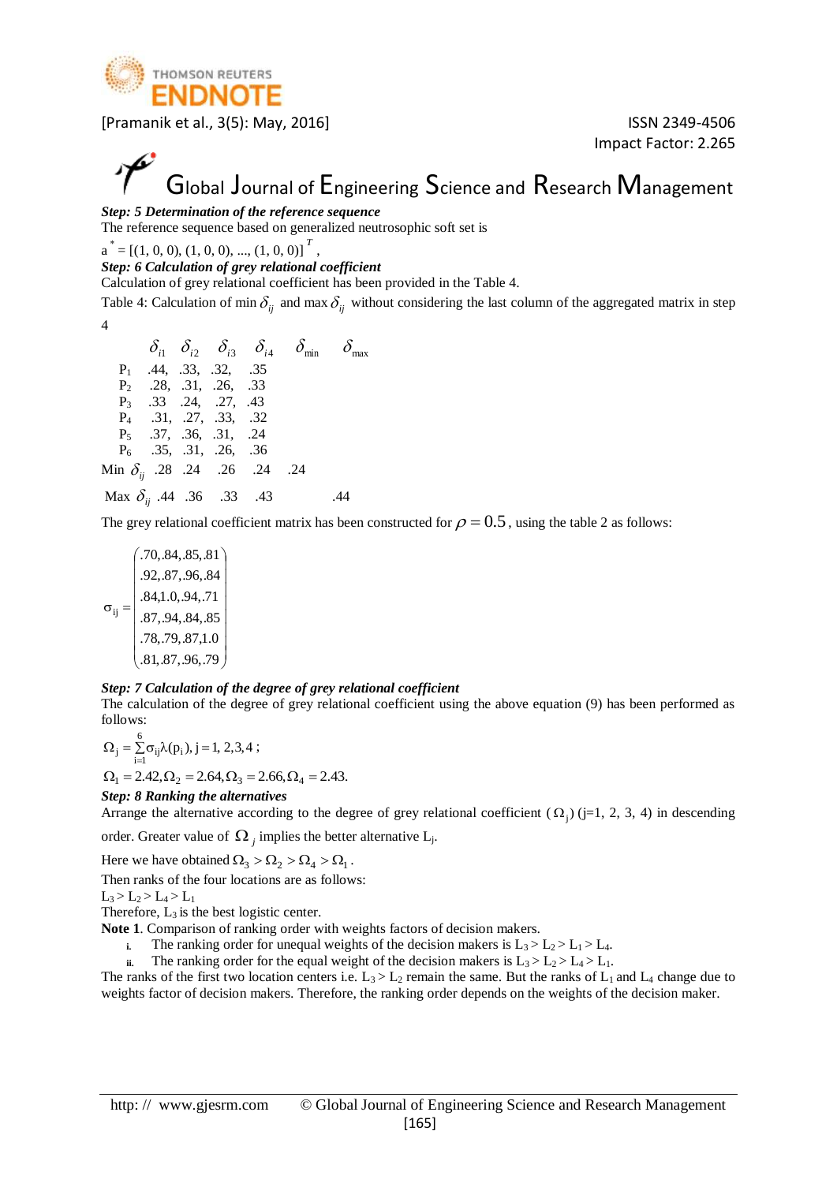***Step: 5 Determination of the reference sequence***

The reference sequence based on generalized neutrosophic soft set is

$a^* = [(1, 0, 0), (1, 0, 0), ..., (1, 0, 0)]^T$,

***Step: 6 Calculation of grey relational coefficient***

Calculation of grey relational coefficient has been provided in the Table 4.

Table 4: Calculation of min $\delta_{ij}$ and max $\delta_{ij}$ without considering the last column of the aggregated matrix in step 4

| | $\delta_{i1}$ | $\delta_{i2}$ | $\delta_{i3}$ | $\delta_{i4}$ | $\delta_{\min}$ | $\delta_{\max}$ |
|---|---|---|---|---|---|---|
| $P_1$ | .44, | .33, | .32, | .35 | | |
| $P_2$ | .28, | .31, | .26, | .33 | | |
| $P_3$ | .33 | .24, | .27, | .43 | | |
| $P_4$ | .31, | .27, | .33, | .32 | | |
| $P_5$ | .37, | .36, | .31, | .24 | | |
| $P_6$ | .35, | .31, | .26, | .36 | | |
| Min $\delta_{ij}$ | .28 | .24 | .26 | .24 | .24 | |
| Max $\delta_{ij}$ | .44 | .36 | .33 | .43 | | .44 |

The grey relational coefficient matrix has been constructed for $\rho = 0.5$, using the table 2 as follows:

$$\sigma_{ij} = \begin{pmatrix} .70,.84,.85,.81 \\ .92,.87,.96,.84 \\ .84,1.0,.94,.71 \\ .87,.94,.84,.85 \\ .78,.79,.87,1.0 \\ .81,.87,.96,.79 \end{pmatrix}$$

***Step: 7 Calculation of the degree of grey relational coefficient***

The calculation of the degree of grey relational coefficient using the above equation (9) has been performed as follows:

$$\Omega_j = \sum_{i=1}^{6} \sigma_{ij} \lambda(p_i),\ j = 1, 2,3,4\ ;$$

$$\Omega_1 = 2.42, \Omega_2 = 2.64, \Omega_3 = 2.66, \Omega_4 = 2.43.$$

***Step: 8 Ranking the alternatives***

Arrange the alternative according to the degree of grey relational coefficient ($\Omega_j$) (j=1, 2, 3, 4) in descending order. Greater value of $\Omega_j$ implies the better alternative $L_j$.

Here we have obtained $\Omega_3 > \Omega_2 > \Omega_4 > \Omega_1$.

Then ranks of the four locations are as follows:

$L_3 > L_2 > L_4 > L_1$

Therefore, $L_3$ is the best logistic center.

**Note 1**. Comparison of ranking order with weights factors of decision makers.

i. The ranking order for unequal weights of the decision makers is $L_3 > L_2 > L_1 > L_4$.
ii. The ranking order for the equal weight of the decision makers is $L_3 > L_2 > L_4 > L_1$.

The ranks of the first two location centers i.e. $L_3 > L_2$ remain the same. But the ranks of $L_1$ and $L_4$ change due to weights factor of decision makers. Therefore, the ranking order depends on the weights of the decision maker.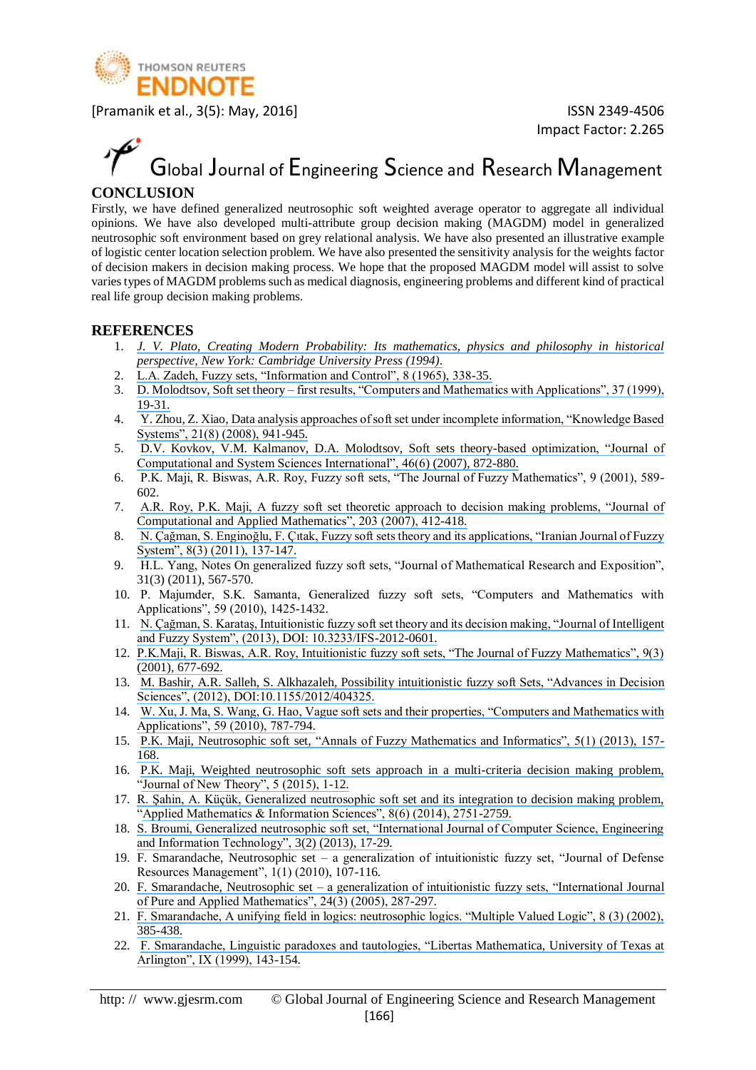## CONCLUSION

Firstly, we have defined generalized neutrosophic soft weighted average operator to aggregate all individual opinions. We have also developed multi-attribute group decision making (MAGDM) model in generalized neutrosophic soft environment based on grey relational analysis. We have also presented an illustrative example of logistic center location selection problem. We have also presented the sensitivity analysis for the weights factor of decision makers in decision making process. We hope that the proposed MAGDM model will assist to solve varies types of MAGDM problems such as medical diagnosis, engineering problems and different kind of practical real life group decision making problems.

## REFERENCES

1. *J. V. Plato, Creating Modern Probability: Its mathematics, physics and philosophy in historical perspective, New York: Cambridge University Press (1994).*
2. L.A. Zadeh, Fuzzy sets, "Information and Control", 8 (1965), 338-35.
3. D. Molodtsov, Soft set theory – first results, "Computers and Mathematics with Applications", 37 (1999), 19-31.
4. Y. Zhou, Z. Xiao, Data analysis approaches of soft set under incomplete information, "Knowledge Based Systems", 21(8) (2008), 941-945.
5. D.V. Kovkov, V.M. Kalmanov, D.A. Molodtsov, Soft sets theory-based optimization, "Journal of Computational and System Sciences International", 46(6) (2007), 872-880.
6. P.K. Maji, R. Biswas, A.R. Roy, Fuzzy soft sets, "The Journal of Fuzzy Mathematics", 9 (2001), 589-602.
7. A.R. Roy, P.K. Maji, A fuzzy soft set theoretic approach to decision making problems, "Journal of Computational and Applied Mathematics", 203 (2007), 412-418.
8. N. Çağman, S. Enginoğlu, F. Çıtak, Fuzzy soft sets theory and its applications, "Iranian Journal of Fuzzy System", 8(3) (2011), 137-147.
9. H.L. Yang, Notes On generalized fuzzy soft sets, "Journal of Mathematical Research and Exposition", 31(3) (2011), 567-570.
10. P. Majumder, S.K. Samanta, Generalized fuzzy soft sets, "Computers and Mathematics with Applications", 59 (2010), 1425-1432.
11. N. Çağman, S. Karataş, Intuitionistic fuzzy soft set theory and its decision making, "Journal of Intelligent and Fuzzy System", (2013), DOI: 10.3233/IFS-2012-0601.
12. P.K.Maji, R. Biswas, A.R. Roy, Intuitionistic fuzzy soft sets, "The Journal of Fuzzy Mathematics", 9(3) (2001), 677-692.
13. M. Bashir, A.R. Salleh, S. Alkhazaleh, Possibility intuitionistic fuzzy soft Sets, "Advances in Decision Sciences", (2012), DOI:10.1155/2012/404325.
14. W. Xu, J. Ma, S. Wang, G. Hao, Vague soft sets and their properties, "Computers and Mathematics with Applications", 59 (2010), 787-794.
15. P.K. Maji, Neutrosophic soft set, "Annals of Fuzzy Mathematics and Informatics", 5(1) (2013), 157-168.
16. P.K. Maji, Weighted neutrosophic soft sets approach in a multi-criteria decision making problem, "Journal of New Theory", 5 (2015), 1-12.
17. R. Şahin, A. Küçük, Generalized neutrosophic soft set and its integration to decision making problem, "Applied Mathematics & Information Sciences", 8(6) (2014), 2751-2759.
18. S. Broumi, Generalized neutrosophic soft set, "International Journal of Computer Science, Engineering and Information Technology", 3(2) (2013), 17-29.
19. F. Smarandache, Neutrosophic set – a generalization of intuitionistic fuzzy set, "Journal of Defense Resources Management", 1(1) (2010), 107-116.
20. F. Smarandache, Neutrosophic set – a generalization of intuitionistic fuzzy sets, "International Journal of Pure and Applied Mathematics", 24(3) (2005), 287-297.
21. F. Smarandache, A unifying field in logics: neutrosophic logics. "Multiple Valued Logic", 8 (3) (2002), 385-438.
22. F. Smarandache, Linguistic paradoxes and tautologies, "Libertas Mathematica, University of Texas at Arlington", IX (1999), 143-154.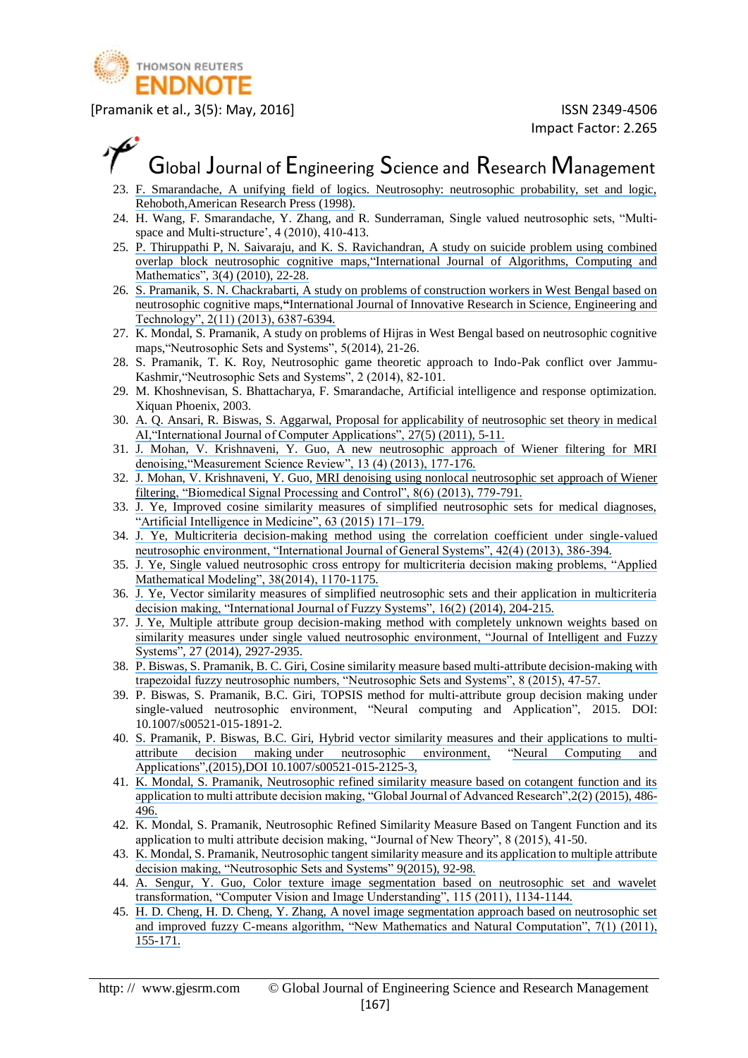23. F. Smarandache, A unifying field of logics. Neutrosophy: neutrosophic probability, set and logic, Rehoboth,American Research Press (1998).
24. H. Wang, F. Smarandache, Y. Zhang, and R. Sunderraman, Single valued neutrosophic sets, "Multi-space and Multi-structure', 4 (2010), 410-413.
25. P. Thiruppathi P, N. Saivaraju, and K. S. Ravichandran, A study on suicide problem using combined overlap block neutrosophic cognitive maps,"International Journal of Algorithms, Computing and Mathematics", 3(4) (2010), 22-28.
26. S. Pramanik, S. N. Chackrabarti, A study on problems of construction workers in West Bengal based on neutrosophic cognitive maps,"International Journal of Innovative Research in Science, Engineering and Technology", 2(11) (2013), 6387-6394.
27. K. Mondal, S. Pramanik, A study on problems of Hijras in West Bengal based on neutrosophic cognitive maps,"Neutrosophic Sets and Systems", 5(2014), 21-26.
28. S. Pramanik, T. K. Roy, Neutrosophic game theoretic approach to Indo-Pak conflict over Jammu-Kashmir,"Neutrosophic Sets and Systems", 2 (2014), 82-101.
29. M. Khoshnevisan, S. Bhattacharya, F. Smarandache, Artificial intelligence and response optimization. Xiquan Phoenix, 2003.
30. A. Q. Ansari, R. Biswas, S. Aggarwal, Proposal for applicability of neutrosophic set theory in medical AI,"International Journal of Computer Applications", 27(5) (2011), 5-11.
31. J. Mohan, V. Krishnaveni, Y. Guo, A new neutrosophic approach of Wiener filtering for MRI denoising,"Measurement Science Review", 13 (4) (2013), 177-176.
32. J. Mohan, V. Krishnaveni, Y. Guo, MRI denoising using nonlocal neutrosophic set approach of Wiener filtering, "Biomedical Signal Processing and Control", 8(6) (2013), 779-791.
33. J. Ye, Improved cosine similarity measures of simplified neutrosophic sets for medical diagnoses, "Artificial Intelligence in Medicine", 63 (2015) 171–179.
34. J. Ye, Multicriteria decision-making method using the correlation coefficient under single-valued neutrosophic environment, "International Journal of General Systems", 42(4) (2013), 386-394.
35. J. Ye, Single valued neutrosophic cross entropy for multicriteria decision making problems, "Applied Mathematical Modeling", 38(2014), 1170-1175.
36. J. Ye, Vector similarity measures of simplified neutrosophic sets and their application in multicriteria decision making, "International Journal of Fuzzy Systems", 16(2) (2014), 204-215.
37. J. Ye, Multiple attribute group decision-making method with completely unknown weights based on similarity measures under single valued neutrosophic environment, "Journal of Intelligent and Fuzzy Systems", 27 (2014), 2927-2935.
38. P. Biswas, S. Pramanik, B. C. Giri, Cosine similarity measure based multi-attribute decision-making with trapezoidal fuzzy neutrosophic numbers, "Neutrosophic Sets and Systems", 8 (2015), 47-57.
39. P. Biswas, S. Pramanik, B.C. Giri, TOPSIS method for multi-attribute group decision making under single-valued neutrosophic environment, "Neural computing and Application", 2015. DOI: 10.1007/s00521-015-1891-2.
40. S. Pramanik, P. Biswas, B.C. Giri, Hybrid vector similarity measures and their applications to multi-attribute decision making under neutrosophic environment, "Neural Computing and Applications",(2015),DOI 10.1007/s00521-015-2125-3,
41. K. Mondal, S. Pramanik, Neutrosophic refined similarity measure based on cotangent function and its application to multi attribute decision making, "Global Journal of Advanced Research",2(2) (2015), 486-496.
42. K. Mondal, S. Pramanik, Neutrosophic Refined Similarity Measure Based on Tangent Function and its application to multi attribute decision making, "Journal of New Theory", 8 (2015), 41-50.
43. K. Mondal, S. Pramanik, Neutrosophic tangent similarity measure and its application to multiple attribute decision making, "Neutrosophic Sets and Systems" 9(2015), 92-98.
44. A. Sengur, Y. Guo, Color texture image segmentation based on neutrosophic set and wavelet transformation, "Computer Vision and Image Understanding", 115 (2011), 1134-1144.
45. H. D. Cheng, H. D. Cheng, Y. Zhang, A novel image segmentation approach based on neutrosophic set and improved fuzzy C-means algorithm, "New Mathematics and Natural Computation", 7(1) (2011), 155-171.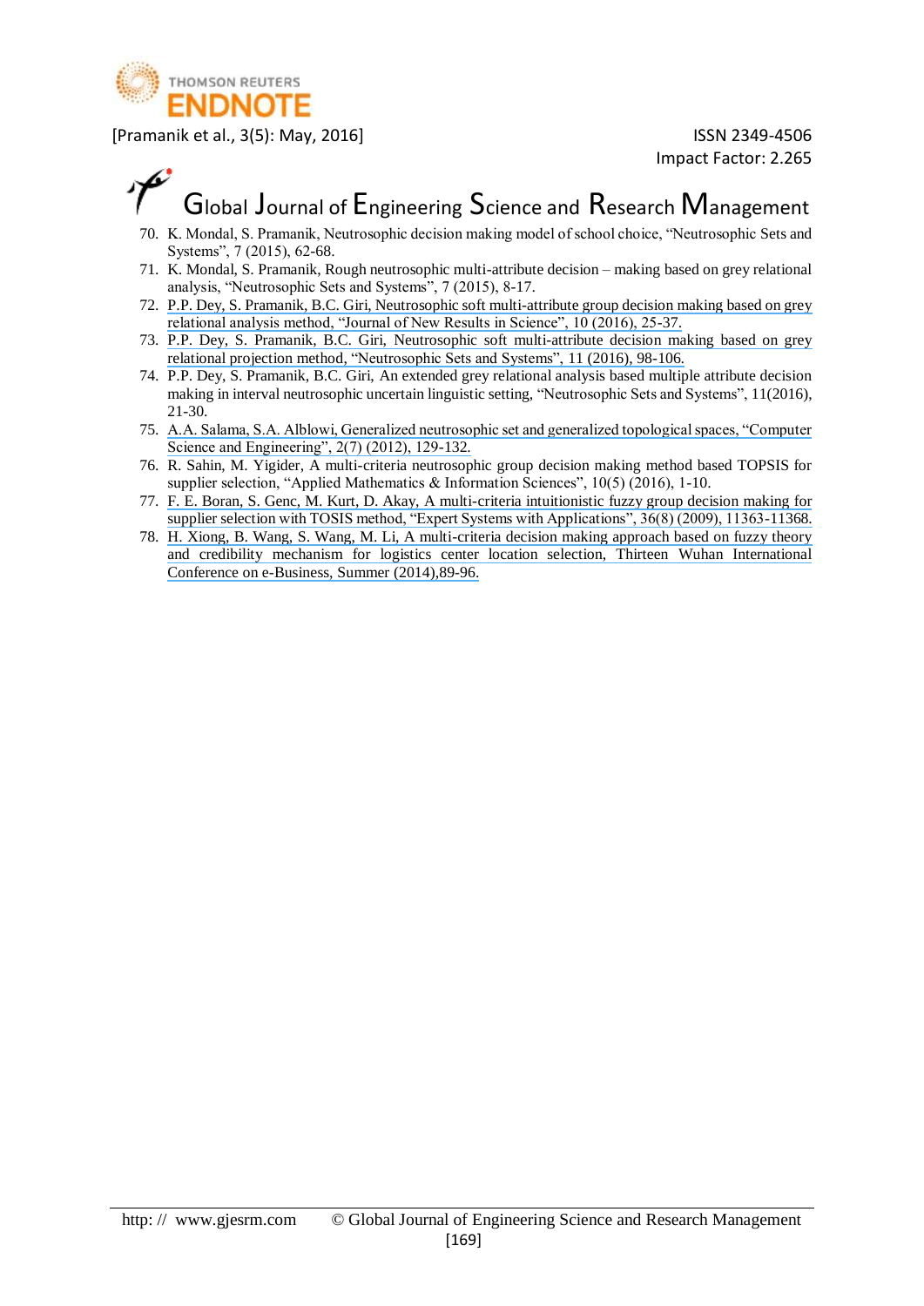70. K. Mondal, S. Pramanik, Neutrosophic decision making model of school choice, “Neutrosophic Sets and Systems”, 7 (2015), 62-68.
71. K. Mondal, S. Pramanik, Rough neutrosophic multi-attribute decision – making based on grey relational analysis, “Neutrosophic Sets and Systems”, 7 (2015), 8-17.
72. P.P. Dey, S. Pramanik, B.C. Giri, Neutrosophic soft multi-attribute group decision making based on grey relational analysis method, “Journal of New Results in Science”, 10 (2016), 25-37.
73. P.P. Dey, S. Pramanik, B.C. Giri, Neutrosophic soft multi-attribute decision making based on grey relational projection method, “Neutrosophic Sets and Systems”, 11 (2016), 98-106.
74. P.P. Dey, S. Pramanik, B.C. Giri, An extended grey relational analysis based multiple attribute decision making in interval neutrosophic uncertain linguistic setting, “Neutrosophic Sets and Systems”, 11(2016), 21-30.
75. A.A. Salama, S.A. Alblowi, Generalized neutrosophic set and generalized topological spaces, “Computer Science and Engineering”, 2(7) (2012), 129-132.
76. R. Sahin, M. Yigider, A multi-criteria neutrosophic group decision making method based TOPSIS for supplier selection, “Applied Mathematics & Information Sciences”, 10(5) (2016), 1-10.
77. F. E. Boran, S. Genc, M. Kurt, D. Akay, A multi-criteria intuitionistic fuzzy group decision making for supplier selection with TOSIS method, “Expert Systems with Applications”, 36(8) (2009), 11363-11368.
78. H. Xiong, B. Wang, S. Wang, M. Li, A multi-criteria decision making approach based on fuzzy theory and credibility mechanism for logistics center location selection, Thirteen Wuhan International Conference on e-Business, Summer (2014),89-96.